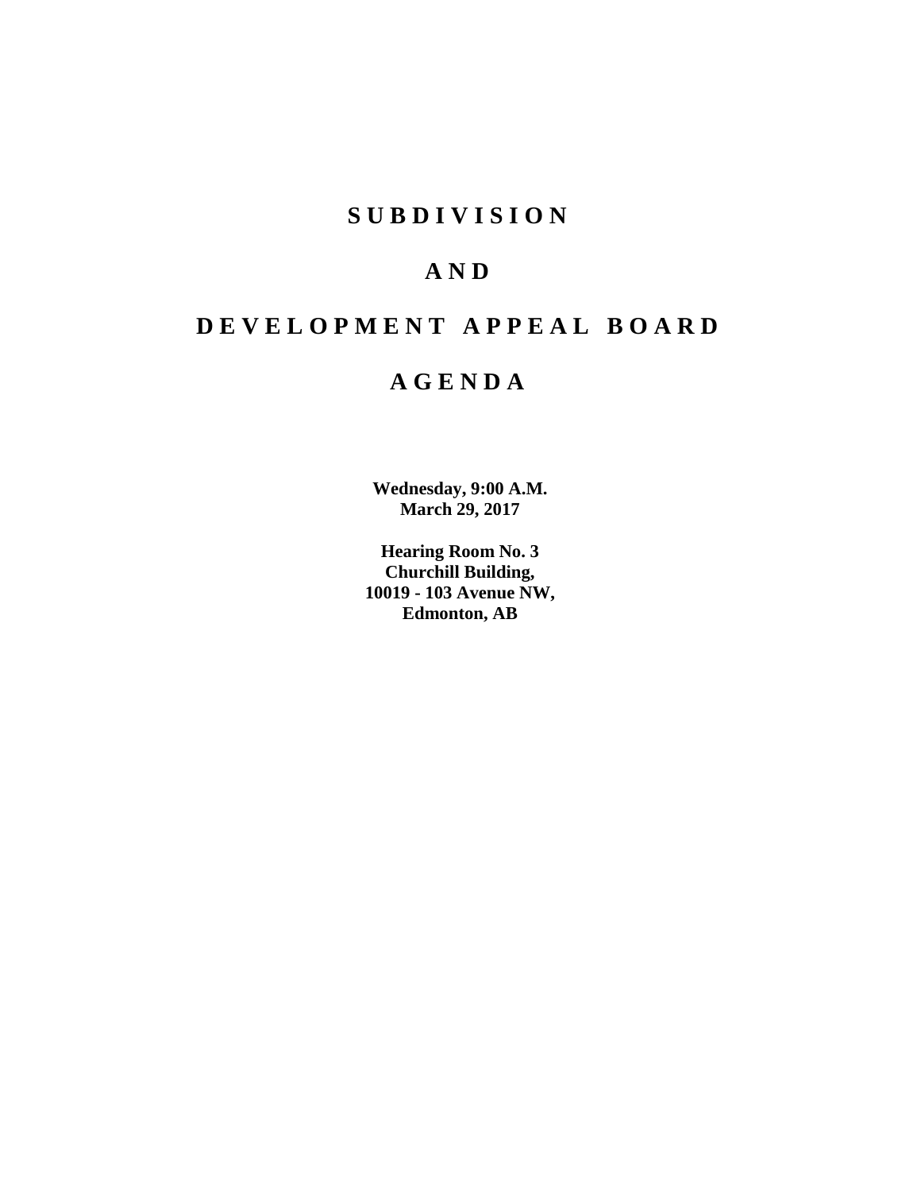# SUBDIVISION

# AND

# DEVELOPMENT APPEAL BOARD

# AGENDA

**Wednesday, 9:00 A.M.**
**March 29, 2017**

**Hearing Room No. 3**
**Churchill Building,**
**10019 - 103 Avenue NW,**
**Edmonton, AB**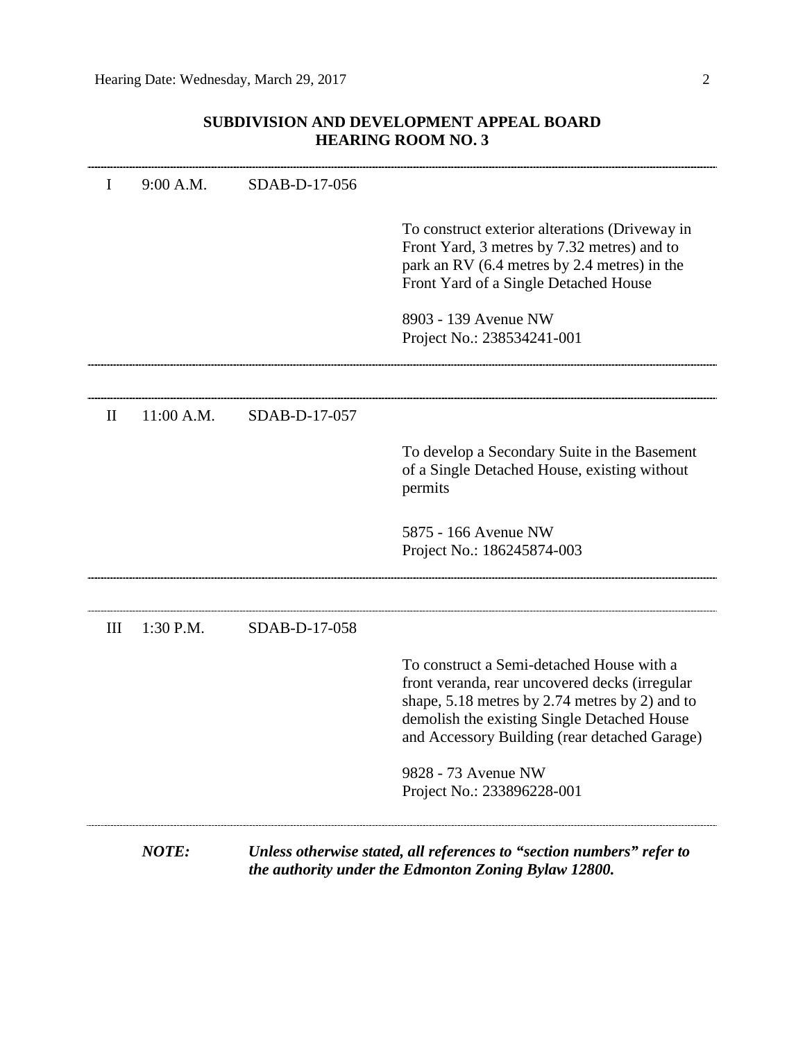## SUBDIVISION AND DEVELOPMENT APPEAL BOARD
## HEARING ROOM NO. 3

---

| | | | |
|---|---|---|---|
| I | 9:00 A.M. | SDAB-D-17-056 | |
| | | | To construct exterior alterations (Driveway in Front Yard, 3 metres by 7.32 metres) and to park an RV (6.4 metres by 2.4 metres) in the Front Yard of a Single Detached House |
| | | | 8903 - 139 Avenue NW<br>Project No.: 238534241-001 |

---

| | | | |
|---|---|---|---|
| II | 11:00 A.M. | SDAB-D-17-057 | |
| | | | To develop a Secondary Suite in the Basement of a Single Detached House, existing without permits |
| | | | 5875 - 166 Avenue NW<br>Project No.: 186245874-003 |

---

| | | | |
|---|---|---|---|
| III | 1:30 P.M. | SDAB-D-17-058 | |
| | | | To construct a Semi-detached House with a front veranda, rear uncovered decks (irregular shape, 5.18 metres by 2.74 metres by 2) and to demolish the existing Single Detached House and Accessory Building (rear detached Garage) |
| | | | 9828 - 73 Avenue NW<br>Project No.: 233896228-001 |

---

***NOTE:*** ***Unless otherwise stated, all references to "section numbers" refer to the authority under the Edmonton Zoning Bylaw 12800.***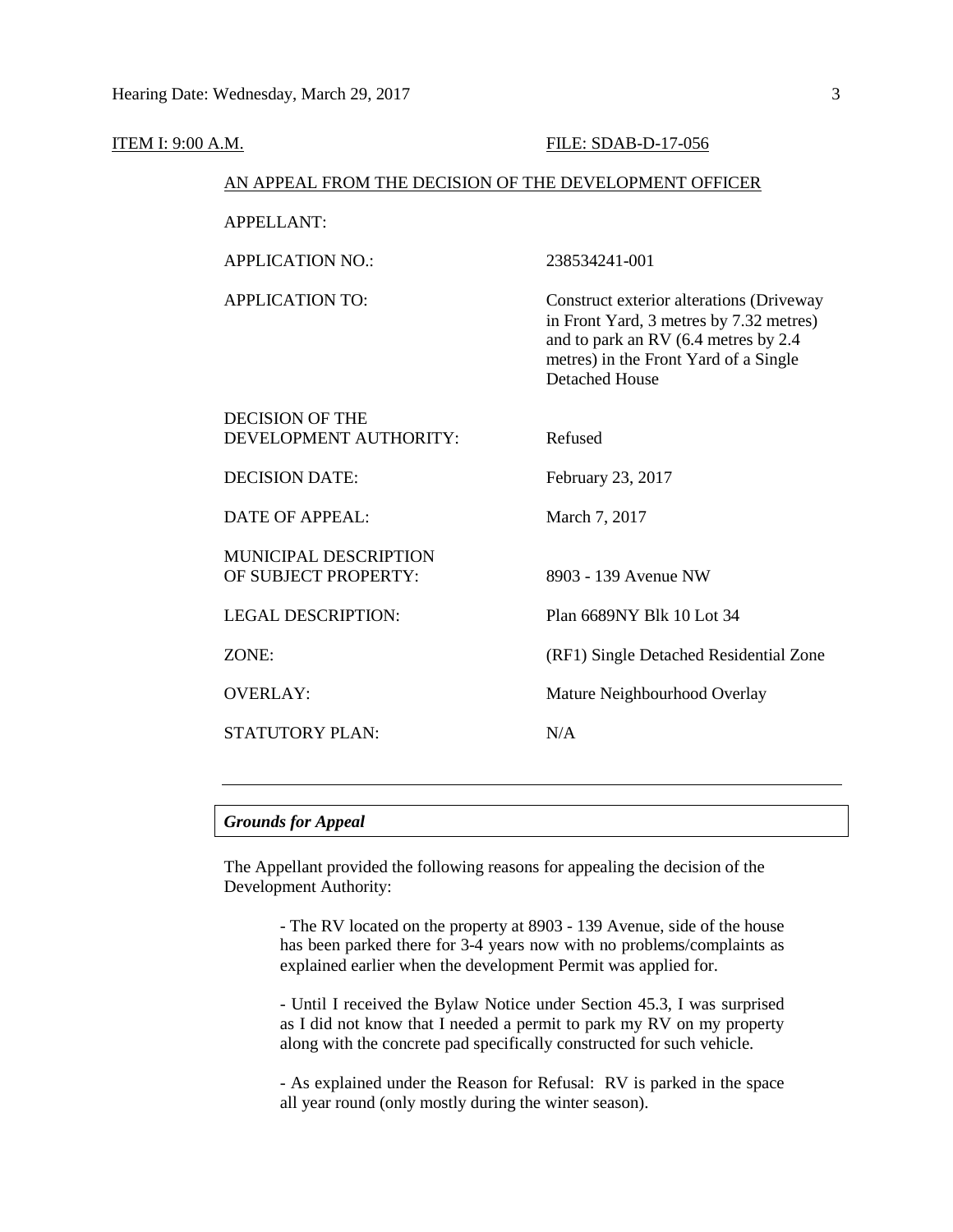ITEM I: 9:00 A.M. FILE: SDAB-D-17-056

AN APPEAL FROM THE DECISION OF THE DEVELOPMENT OFFICER

| | |
|---|---|
| APPELLANT: | |
| APPLICATION NO.: | 238534241-001 |
| APPLICATION TO: | Construct exterior alterations (Driveway in Front Yard, 3 metres by 7.32 metres) and to park an RV (6.4 metres by 2.4 metres) in the Front Yard of a Single Detached House |
| DECISION OF THE DEVELOPMENT AUTHORITY: | Refused |
| DECISION DATE: | February 23, 2017 |
| DATE OF APPEAL: | March 7, 2017 |
| MUNICIPAL DESCRIPTION OF SUBJECT PROPERTY: | 8903 - 139 Avenue NW |
| LEGAL DESCRIPTION: | Plan 6689NY Blk 10 Lot 34 |
| ZONE: | (RF1) Single Detached Residential Zone |
| OVERLAY: | Mature Neighbourhood Overlay |
| STATUTORY PLAN: | N/A |

---

***Grounds for Appeal***

The Appellant provided the following reasons for appealing the decision of the Development Authority:

> - The RV located on the property at 8903 - 139 Avenue, side of the house has been parked there for 3-4 years now with no problems/complaints as explained earlier when the development Permit was applied for.
>
> - Until I received the Bylaw Notice under Section 45.3, I was surprised as I did not know that I needed a permit to park my RV on my property along with the concrete pad specifically constructed for such vehicle.
>
> - As explained under the Reason for Refusal: RV is parked in the space all year round (only mostly during the winter season).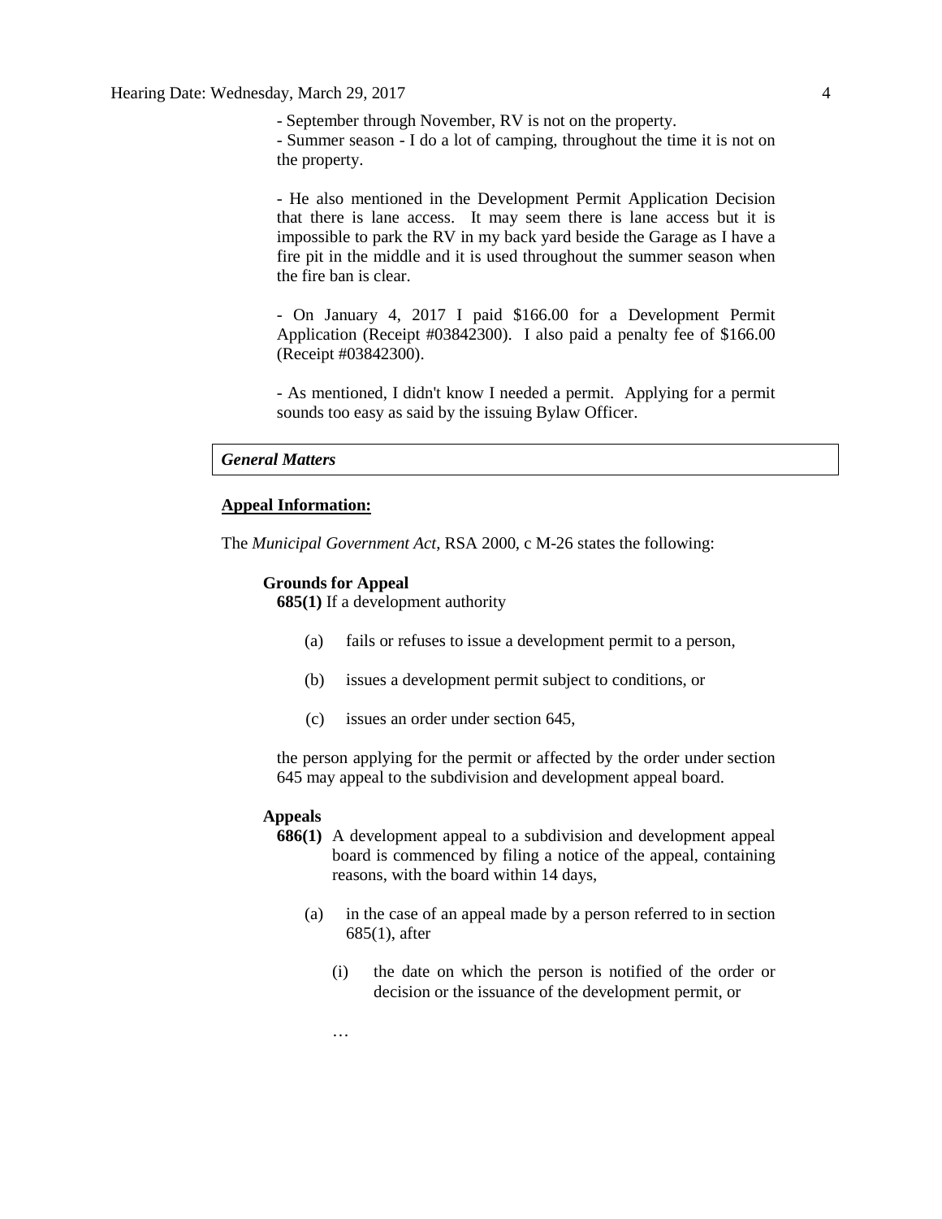- September through November, RV is not on the property.
- Summer season - I do a lot of camping, throughout the time it is not on the property.

- He also mentioned in the Development Permit Application Decision that there is lane access. It may seem there is lane access but it is impossible to park the RV in my back yard beside the Garage as I have a fire pit in the middle and it is used throughout the summer season when the fire ban is clear.

- On January 4, 2017 I paid $166.00 for a Development Permit Application (Receipt #03842300). I also paid a penalty fee of $166.00 (Receipt #03842300).

- As mentioned, I didn't know I needed a permit. Applying for a permit sounds too easy as said by the issuing Bylaw Officer.

### *General Matters*

**Appeal Information:**

The *Municipal Government Act*, RSA 2000, c M-26 states the following:

**Grounds for Appeal**

**685(1)** If a development authority

(a) fails or refuses to issue a development permit to a person,

(b) issues a development permit subject to conditions, or

(c) issues an order under section 645,

the person applying for the permit or affected by the order under section 645 may appeal to the subdivision and development appeal board.

**Appeals**

**686(1)** A development appeal to a subdivision and development appeal board is commenced by filing a notice of the appeal, containing reasons, with the board within 14 days,

(a) in the case of an appeal made by a person referred to in section 685(1), after

(i) the date on which the person is notified of the order or decision or the issuance of the development permit, or

…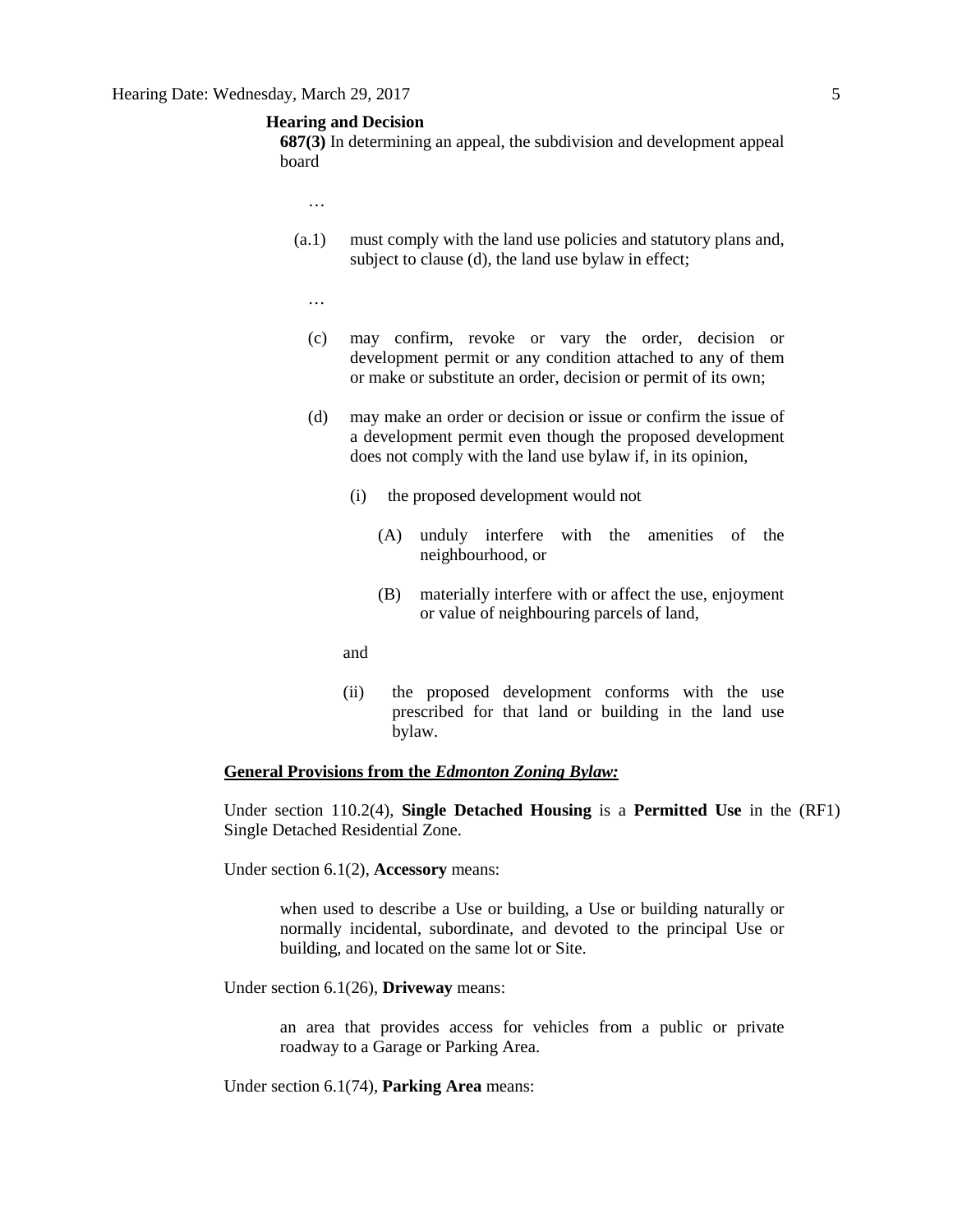**Hearing and Decision**

**687(3)** In determining an appeal, the subdivision and development appeal board

…

(a.1) must comply with the land use policies and statutory plans and, subject to clause (d), the land use bylaw in effect;

…

(c) may confirm, revoke or vary the order, decision or development permit or any condition attached to any of them or make or substitute an order, decision or permit of its own;

(d) may make an order or decision or issue or confirm the issue of a development permit even though the proposed development does not comply with the land use bylaw if, in its opinion,

(i) the proposed development would not

(A) unduly interfere with the amenities of the neighbourhood, or

(B) materially interfere with or affect the use, enjoyment or value of neighbouring parcels of land,

and

(ii) the proposed development conforms with the use prescribed for that land or building in the land use bylaw.

**General Provisions from the *Edmonton Zoning Bylaw:***

Under section 110.2(4), **Single Detached Housing** is a **Permitted Use** in the (RF1) Single Detached Residential Zone.

Under section 6.1(2), **Accessory** means:

> when used to describe a Use or building, a Use or building naturally or normally incidental, subordinate, and devoted to the principal Use or building, and located on the same lot or Site.

Under section 6.1(26), **Driveway** means:

> an area that provides access for vehicles from a public or private roadway to a Garage or Parking Area.

Under section 6.1(74), **Parking Area** means: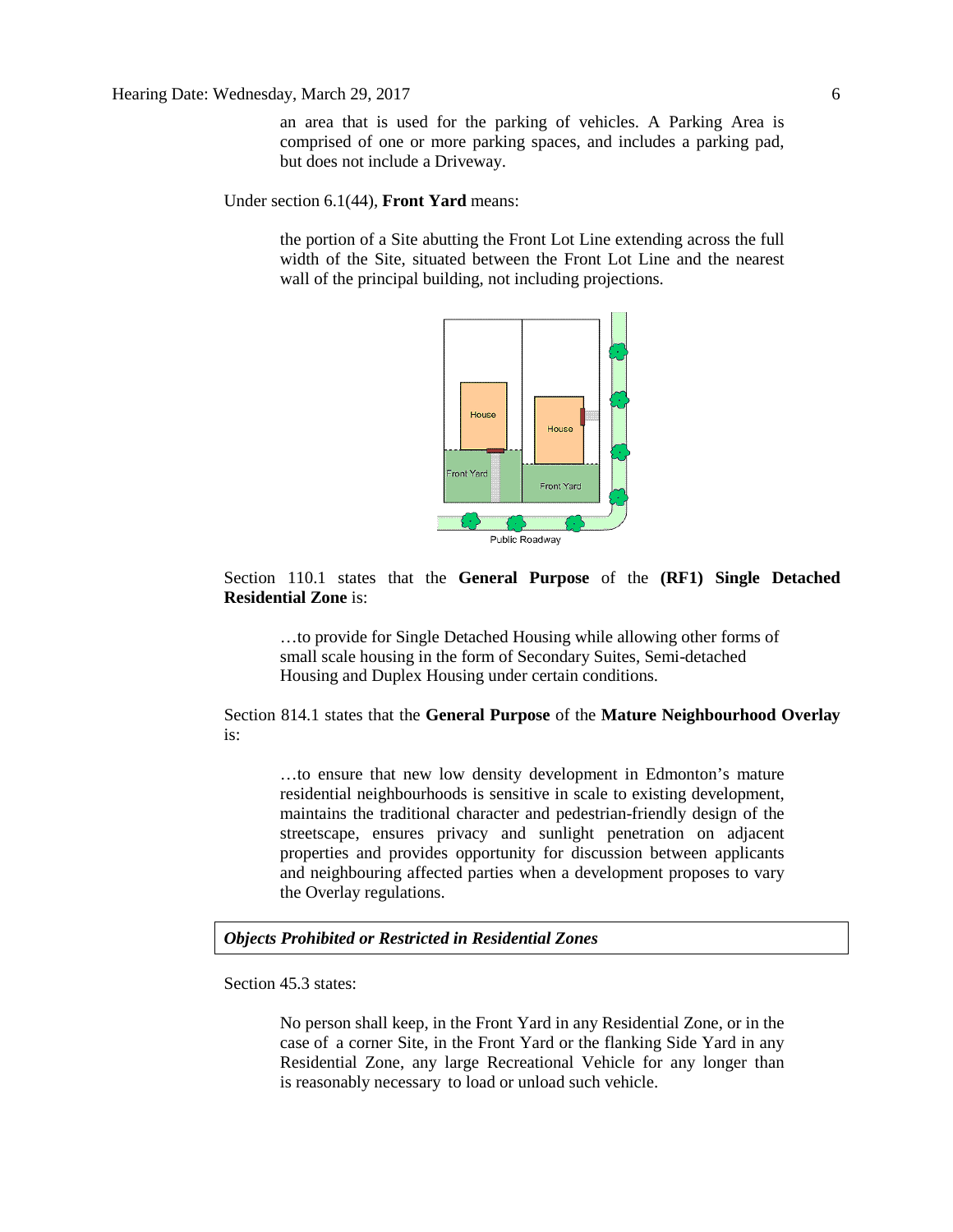an area that is used for the parking of vehicles. A Parking Area is comprised of one or more parking spaces, and includes a parking pad, but does not include a Driveway.

Under section 6.1(44), **Front Yard** means:

> the portion of a Site abutting the Front Lot Line extending across the full width of the Site, situated between the Front Lot Line and the nearest wall of the principal building, not including projections.

Section 110.1 states that the **General Purpose** of the **(RF1) Single Detached Residential Zone** is:

> …to provide for Single Detached Housing while allowing other forms of small scale housing in the form of Secondary Suites, Semi-detached Housing and Duplex Housing under certain conditions.

Section 814.1 states that the **General Purpose** of the **Mature Neighbourhood Overlay** is:

> …to ensure that new low density development in Edmonton's mature residential neighbourhoods is sensitive in scale to existing development, maintains the traditional character and pedestrian-friendly design of the streetscape, ensures privacy and sunlight penetration on adjacent properties and provides opportunity for discussion between applicants and neighbouring affected parties when a development proposes to vary the Overlay regulations.

***Objects Prohibited or Restricted in Residential Zones***

Section 45.3 states:

> No person shall keep, in the Front Yard in any Residential Zone, or in the case of a corner Site, in the Front Yard or the flanking Side Yard in any Residential Zone, any large Recreational Vehicle for any longer than is reasonably necessary to load or unload such vehicle.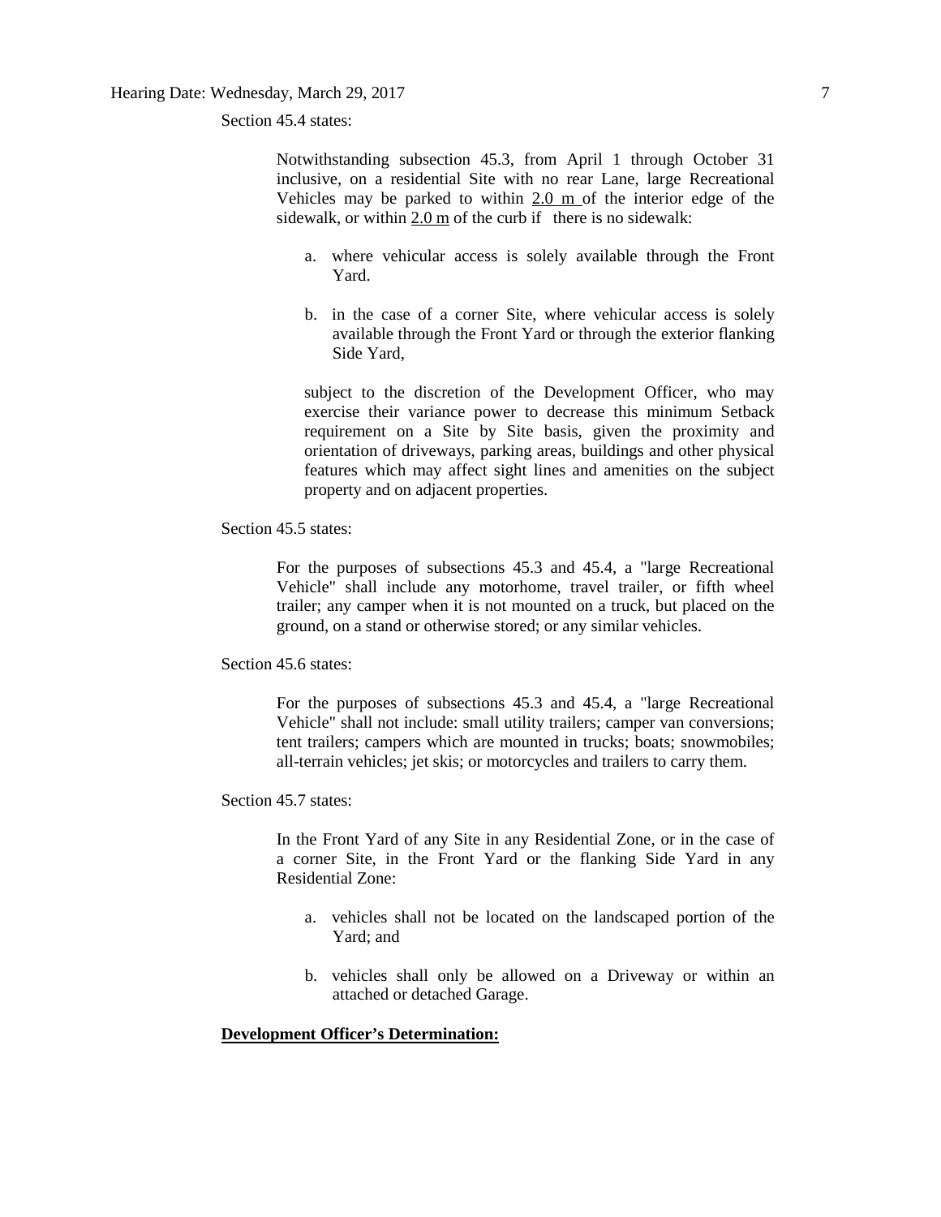Section 45.4 states:

> Notwithstanding subsection 45.3, from April 1 through October 31 inclusive, on a residential Site with no rear Lane, large Recreational Vehicles may be parked to within 2.0 m of the interior edge of the sidewalk, or within 2.0 m of the curb if there is no sidewalk:
>
> a. where vehicular access is solely available through the Front Yard.
>
> b. in the case of a corner Site, where vehicular access is solely available through the Front Yard or through the exterior flanking Side Yard,
>
> subject to the discretion of the Development Officer, who may exercise their variance power to decrease this minimum Setback requirement on a Site by Site basis, given the proximity and orientation of driveways, parking areas, buildings and other physical features which may affect sight lines and amenities on the subject property and on adjacent properties.

Section 45.5 states:

> For the purposes of subsections 45.3 and 45.4, a "large Recreational Vehicle" shall include any motorhome, travel trailer, or fifth wheel trailer; any camper when it is not mounted on a truck, but placed on the ground, on a stand or otherwise stored; or any similar vehicles.

Section 45.6 states:

> For the purposes of subsections 45.3 and 45.4, a "large Recreational Vehicle" shall not include: small utility trailers; camper van conversions; tent trailers; campers which are mounted in trucks; boats; snowmobiles; all-terrain vehicles; jet skis; or motorcycles and trailers to carry them.

Section 45.7 states:

> In the Front Yard of any Site in any Residential Zone, or in the case of a corner Site, in the Front Yard or the flanking Side Yard in any Residential Zone:
>
> a. vehicles shall not be located on the landscaped portion of the Yard; and
>
> b. vehicles shall only be allowed on a Driveway or within an attached or detached Garage.

**Development Officer's Determination:**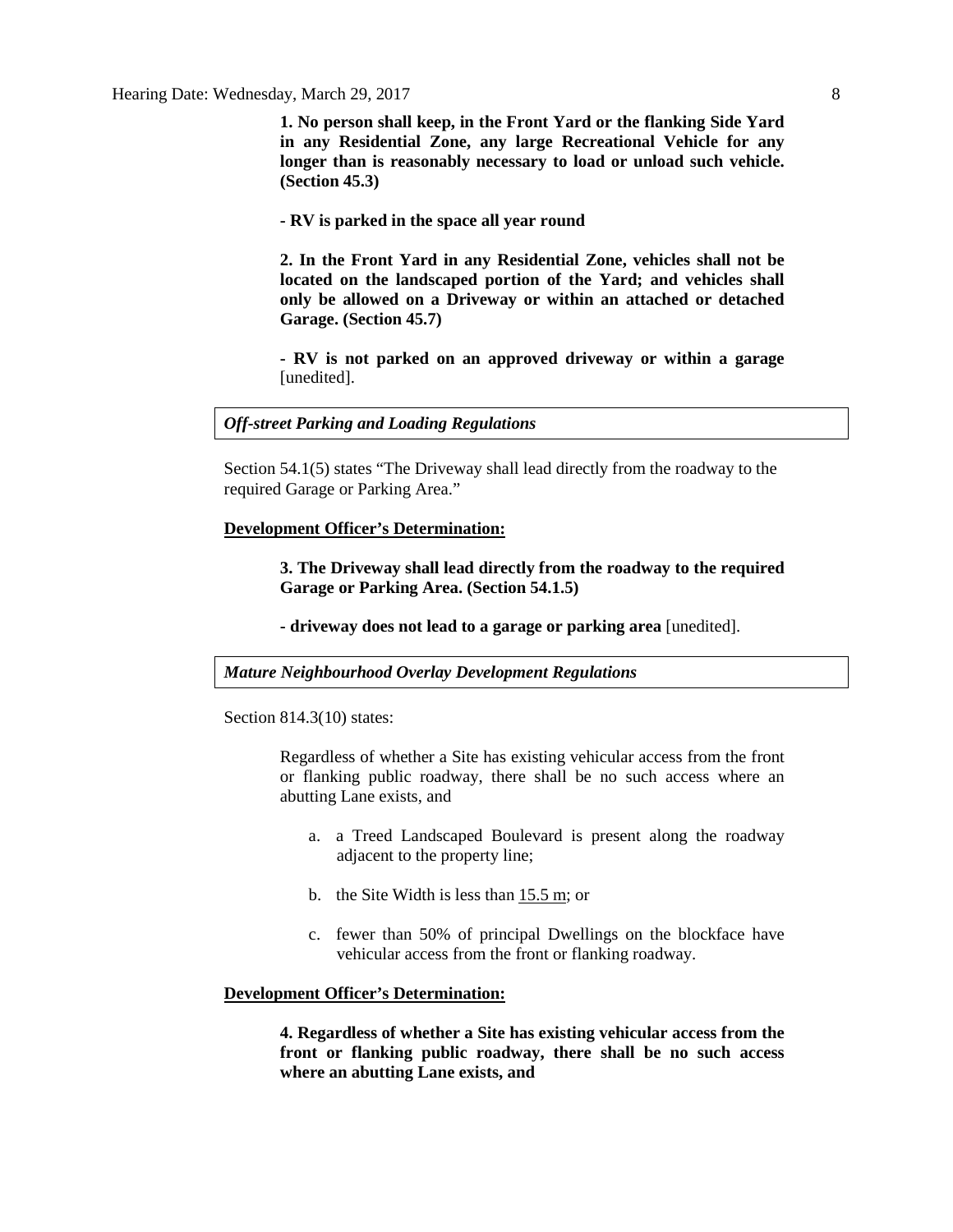**1. No person shall keep, in the Front Yard or the flanking Side Yard in any Residential Zone, any large Recreational Vehicle for any longer than is reasonably necessary to load or unload such vehicle. (Section 45.3)**

**- RV is parked in the space all year round**

**2. In the Front Yard in any Residential Zone, vehicles shall not be located on the landscaped portion of the Yard; and vehicles shall only be allowed on a Driveway or within an attached or detached Garage. (Section 45.7)**

**- RV is not parked on an approved driveway or within a garage** [unedited].

*Off-street Parking and Loading Regulations*

Section 54.1(5) states "The Driveway shall lead directly from the roadway to the required Garage or Parking Area."

**Development Officer's Determination:**

**3. The Driveway shall lead directly from the roadway to the required Garage or Parking Area. (Section 54.1.5)**

**- driveway does not lead to a garage or parking area** [unedited].

*Mature Neighbourhood Overlay Development Regulations*

Section 814.3(10) states:

Regardless of whether a Site has existing vehicular access from the front or flanking public roadway, there shall be no such access where an abutting Lane exists, and

a. a Treed Landscaped Boulevard is present along the roadway adjacent to the property line;

b. the Site Width is less than 15.5 m; or

c. fewer than 50% of principal Dwellings on the blockface have vehicular access from the front or flanking roadway.

**Development Officer's Determination:**

**4. Regardless of whether a Site has existing vehicular access from the front or flanking public roadway, there shall be no such access where an abutting Lane exists, and**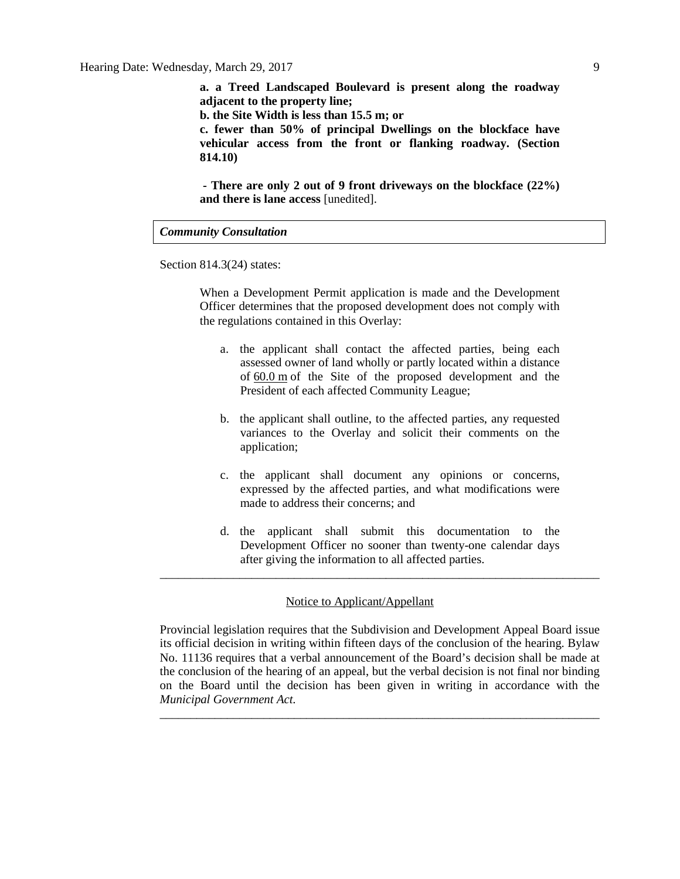**a. a Treed Landscaped Boulevard is present along the roadway adjacent to the property line;**
**b. the Site Width is less than 15.5 m; or**
**c. fewer than 50% of principal Dwellings on the blockface have vehicular access from the front or flanking roadway. (Section 814.10)**

**- There are only 2 out of 9 front driveways on the blockface (22%) and there is lane access** [unedited].

***Community Consultation***

Section 814.3(24) states:

When a Development Permit application is made and the Development Officer determines that the proposed development does not comply with the regulations contained in this Overlay:

a. the applicant shall contact the affected parties, being each assessed owner of land wholly or partly located within a distance of 60.0 m of the Site of the proposed development and the President of each affected Community League;

b. the applicant shall outline, to the affected parties, any requested variances to the Overlay and solicit their comments on the application;

c. the applicant shall document any opinions or concerns, expressed by the affected parties, and what modifications were made to address their concerns; and

d. the applicant shall submit this documentation to the Development Officer no sooner than twenty-one calendar days after giving the information to all affected parties.

---

Notice to Applicant/Appellant

Provincial legislation requires that the Subdivision and Development Appeal Board issue its official decision in writing within fifteen days of the conclusion of the hearing. Bylaw No. 11136 requires that a verbal announcement of the Board's decision shall be made at the conclusion of the hearing of an appeal, but the verbal decision is not final nor binding on the Board until the decision has been given in writing in accordance with the *Municipal Government Act.*

---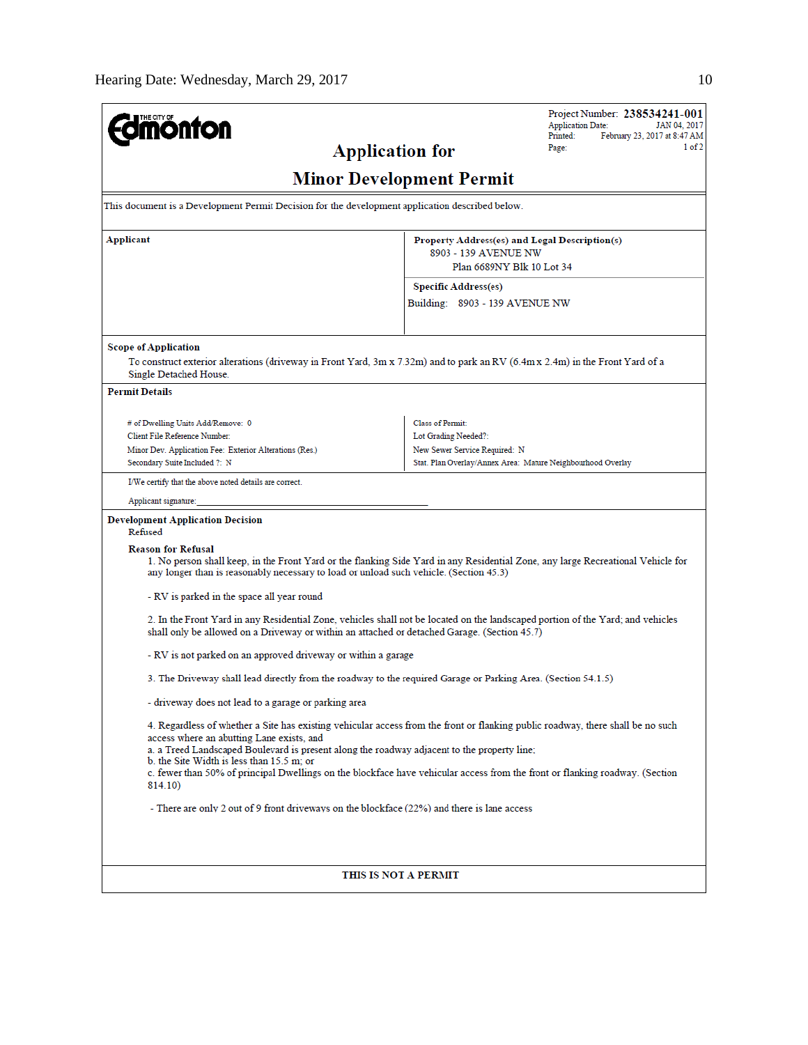THE CITY OF Edmonton

Project Number: **238534241-001**
Application Date: JAN 04, 2017
Printed: February 23, 2017 at 8:47 AM
Page: 1 of 2

# Application for
# Minor Development Permit

This document is a Development Permit Decision for the development application described below.

| **Applicant** | **Property Address(es) and Legal Description(s)** 8903 - 139 AVENUE NW Plan 6689NY Blk 10 Lot 34 |
|---|---|
| | **Specific Address(es)** Building: 8903 - 139 AVENUE NW |

**Scope of Application**

To construct exterior alterations (driveway in Front Yard, 3m x 7.32m) and to park an RV (6.4m x 2.4m) in the Front Yard of a Single Detached House.

**Permit Details**

| | |
|---|---|
| # of Dwelling Units Add/Remove: 0 | Class of Permit: |
| Client File Reference Number: | Lot Grading Needed?: |
| Minor Dev. Application Fee: Exterior Alterations (Res.) | New Sewer Service Required: N |
| Secondary Suite Included ?: N | Stat. Plan Overlay/Annex Area: Mature Neighbourhood Overlay |

I/We certify that the above noted details are correct.

Applicant signature:_______________________________________

**Development Application Decision**

Refused

**Reason for Refusal**

1. No person shall keep, in the Front Yard or the flanking Side Yard in any Residential Zone, any large Recreational Vehicle for any longer than is reasonably necessary to load or unload such vehicle. (Section 45.3)

- RV is parked in the space all year round

2. In the Front Yard in any Residential Zone, vehicles shall not be located on the landscaped portion of the Yard; and vehicles shall only be allowed on a Driveway or within an attached or detached Garage. (Section 45.7)

- RV is not parked on an approved driveway or within a garage

3. The Driveway shall lead directly from the roadway to the required Garage or Parking Area. (Section 54.1.5)

- driveway does not lead to a garage or parking area

4. Regardless of whether a Site has existing vehicular access from the front or flanking public roadway, there shall be no such access where an abutting Lane exists, and
a. a Treed Landscaped Boulevard is present along the roadway adjacent to the property line;
b. the Site Width is less than 15.5 m; or
c. fewer than 50% of principal Dwellings on the blockface have vehicular access from the front or flanking roadway. (Section 814.10)

- There are only 2 out of 9 front driveways on the blockface (22%) and there is lane access

**THIS IS NOT A PERMIT**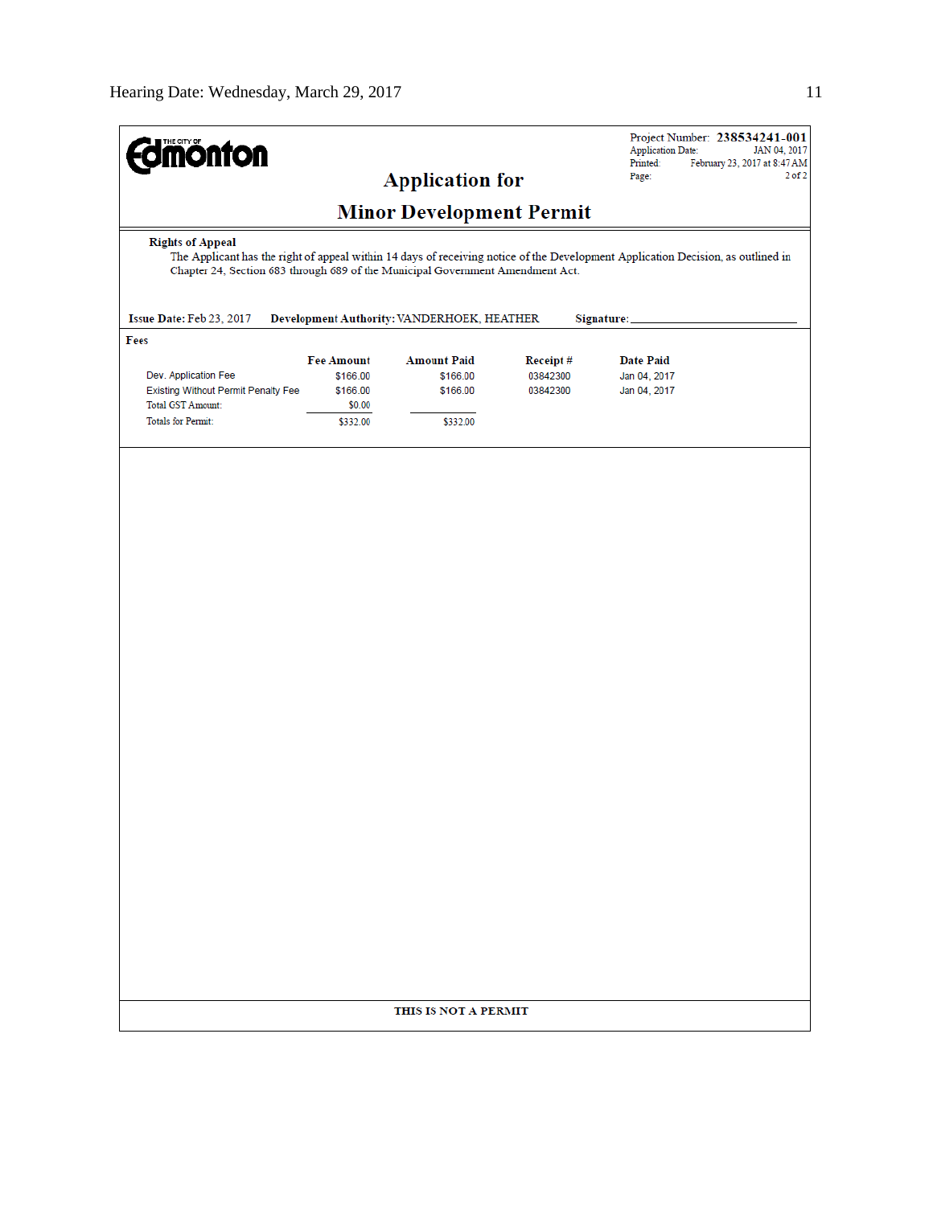THE CITY OF Edmonton

Project Number: **238534241-001**
Application Date: JAN 04, 2017
Printed: February 23, 2017 at 8:47 AM
Page: 2 of 2

# Application for

# Minor Development Permit

**Rights of Appeal**

The Applicant has the right of appeal within 14 days of receiving notice of the Development Application Decision, as outlined in Chapter 24, Section 683 through 689 of the Municipal Government Amendment Act.

**Issue Date:** Feb 23, 2017 **Development Authority:** VANDERHOEK, HEATHER **Signature:** ________________

**Fees**

| | Fee Amount | Amount Paid | Receipt # | Date Paid |
|---|---|---|---|---|
| Dev. Application Fee | $166.00 | $166.00 | 03842300 | Jan 04, 2017 |
| Existing Without Permit Penalty Fee | $166.00 | $166.00 | 03842300 | Jan 04, 2017 |
| Total GST Amount: | $0.00 | | | |
| Totals for Permit: | $332.00 | $332.00 | | |

**THIS IS NOT A PERMIT**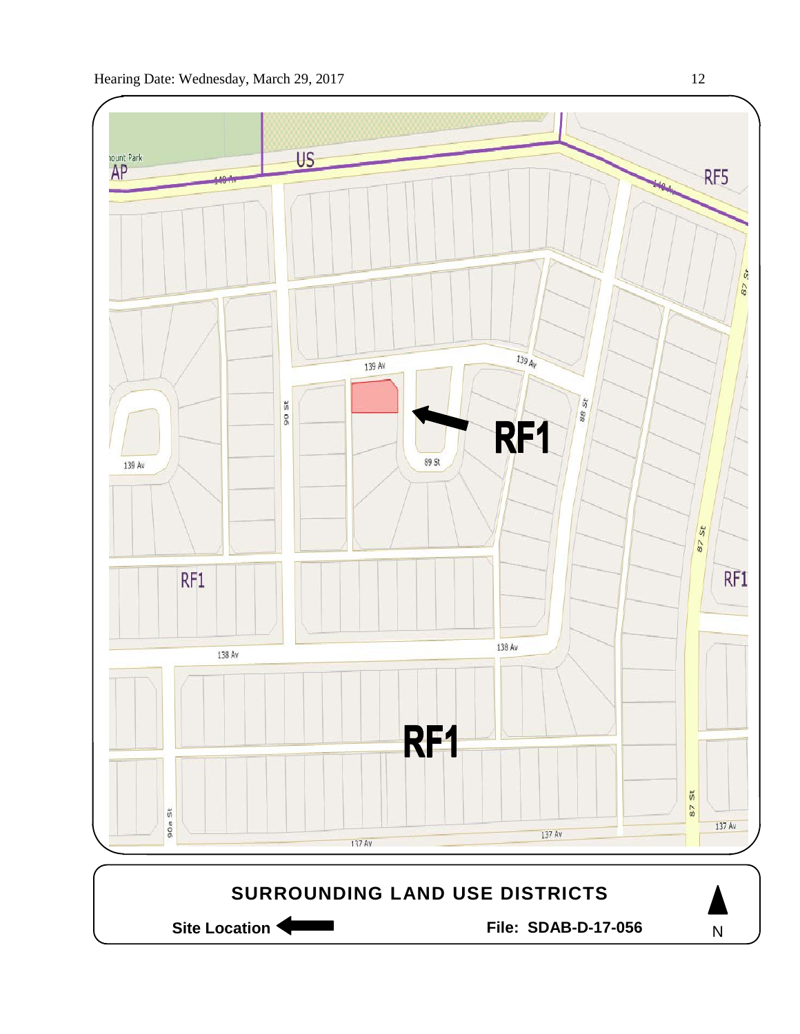SURROUNDING LAND USE DISTRICTS

Site Location ← File: SDAB-D-17-056 N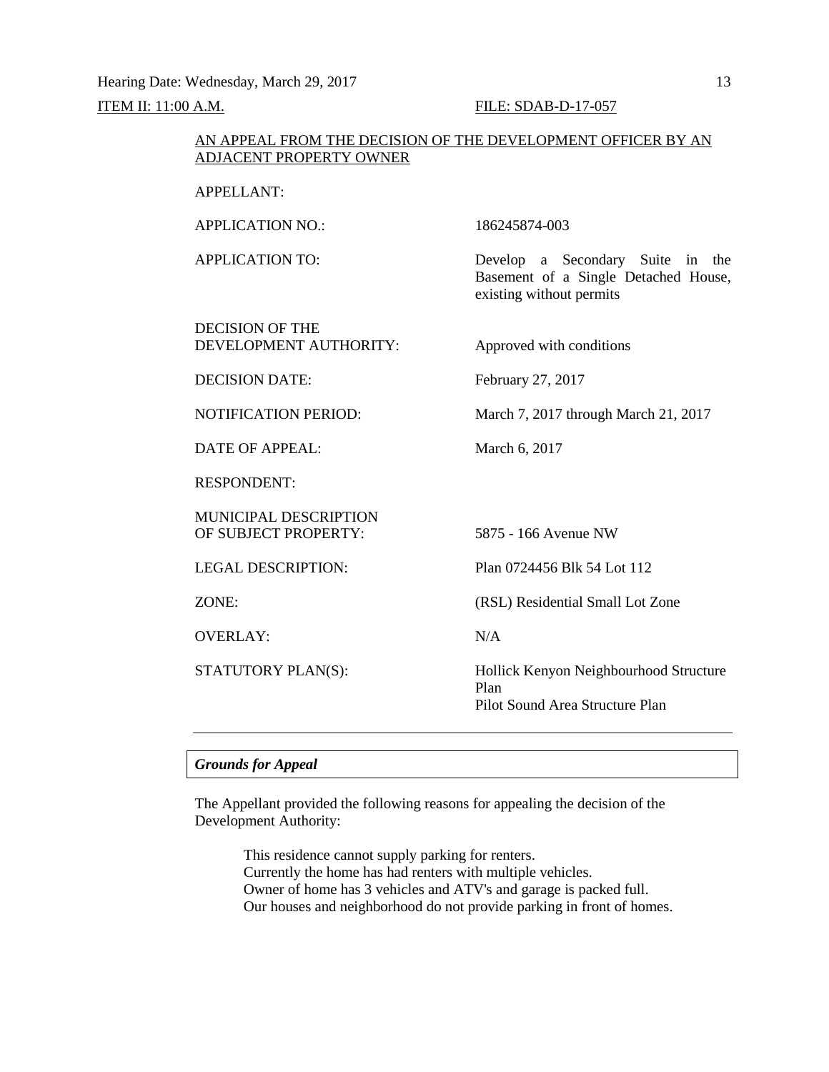Hearing Date: Wednesday, March 29, 2017

ITEM II: 11:00 A.M. FILE: SDAB-D-17-057

AN APPEAL FROM THE DECISION OF THE DEVELOPMENT OFFICER BY AN ADJACENT PROPERTY OWNER

| | |
|---|---|
| APPELLANT: | |
| APPLICATION NO.: | 186245874-003 |
| APPLICATION TO: | Develop a Secondary Suite in the Basement of a Single Detached House, existing without permits |
| DECISION OF THE DEVELOPMENT AUTHORITY: | Approved with conditions |
| DECISION DATE: | February 27, 2017 |
| NOTIFICATION PERIOD: | March 7, 2017 through March 21, 2017 |
| DATE OF APPEAL: | March 6, 2017 |
| RESPONDENT: | |
| MUNICIPAL DESCRIPTION OF SUBJECT PROPERTY: | 5875 - 166 Avenue NW |
| LEGAL DESCRIPTION: | Plan 0724456 Blk 54 Lot 112 |
| ZONE: | (RSL) Residential Small Lot Zone |
| OVERLAY: | N/A |
| STATUTORY PLAN(S): | Hollick Kenyon Neighbourhood Structure Plan<br>Pilot Sound Area Structure Plan |

---

***Grounds for Appeal***

The Appellant provided the following reasons for appealing the decision of the Development Authority:

> This residence cannot supply parking for renters.
> Currently the home has had renters with multiple vehicles.
> Owner of home has 3 vehicles and ATV's and garage is packed full.
> Our houses and neighborhood do not provide parking in front of homes.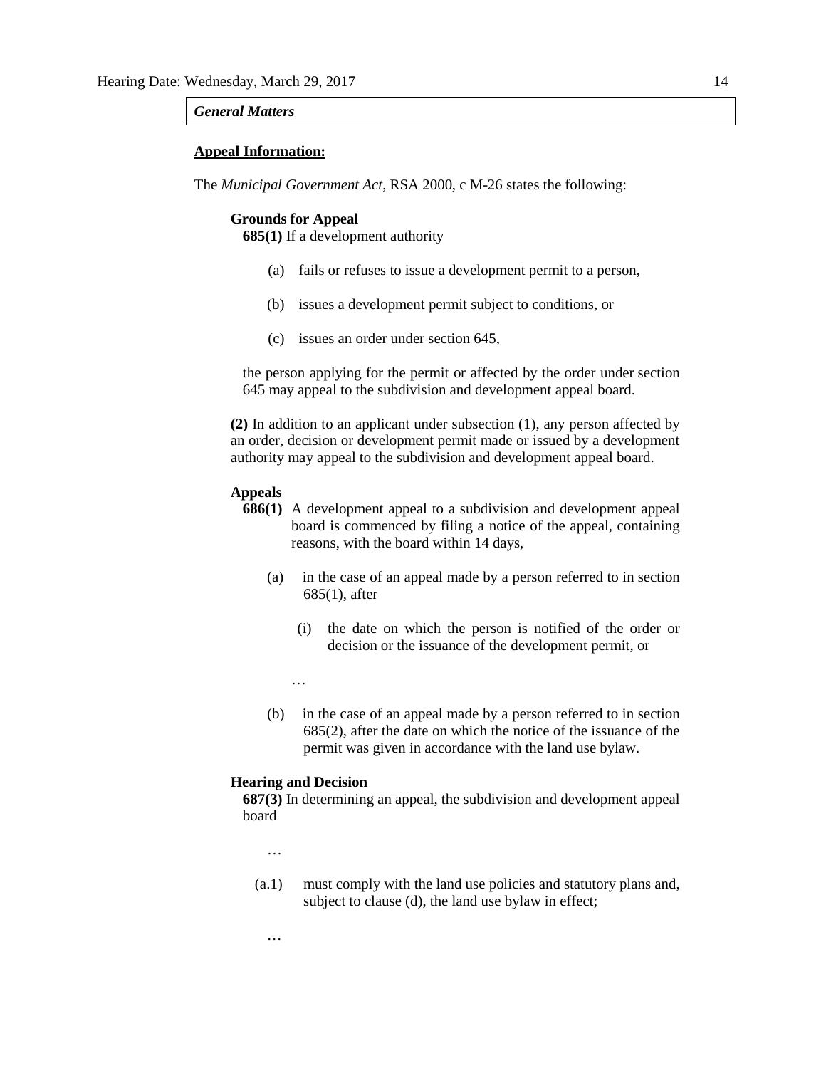***General Matters***

**Appeal Information:**

The *Municipal Government Act*, RSA 2000, c M-26 states the following:

**Grounds for Appeal**

**685(1)** If a development authority

(a) fails or refuses to issue a development permit to a person,

(b) issues a development permit subject to conditions, or

(c) issues an order under section 645,

the person applying for the permit or affected by the order under section 645 may appeal to the subdivision and development appeal board.

**(2)** In addition to an applicant under subsection (1), any person affected by an order, decision or development permit made or issued by a development authority may appeal to the subdivision and development appeal board.

**Appeals**

**686(1)** A development appeal to a subdivision and development appeal board is commenced by filing a notice of the appeal, containing reasons, with the board within 14 days,

(a) in the case of an appeal made by a person referred to in section 685(1), after

(i) the date on which the person is notified of the order or decision or the issuance of the development permit, or

…

(b) in the case of an appeal made by a person referred to in section 685(2), after the date on which the notice of the issuance of the permit was given in accordance with the land use bylaw.

**Hearing and Decision**

**687(3)** In determining an appeal, the subdivision and development appeal board

…

(a.1) must comply with the land use policies and statutory plans and, subject to clause (d), the land use bylaw in effect;

…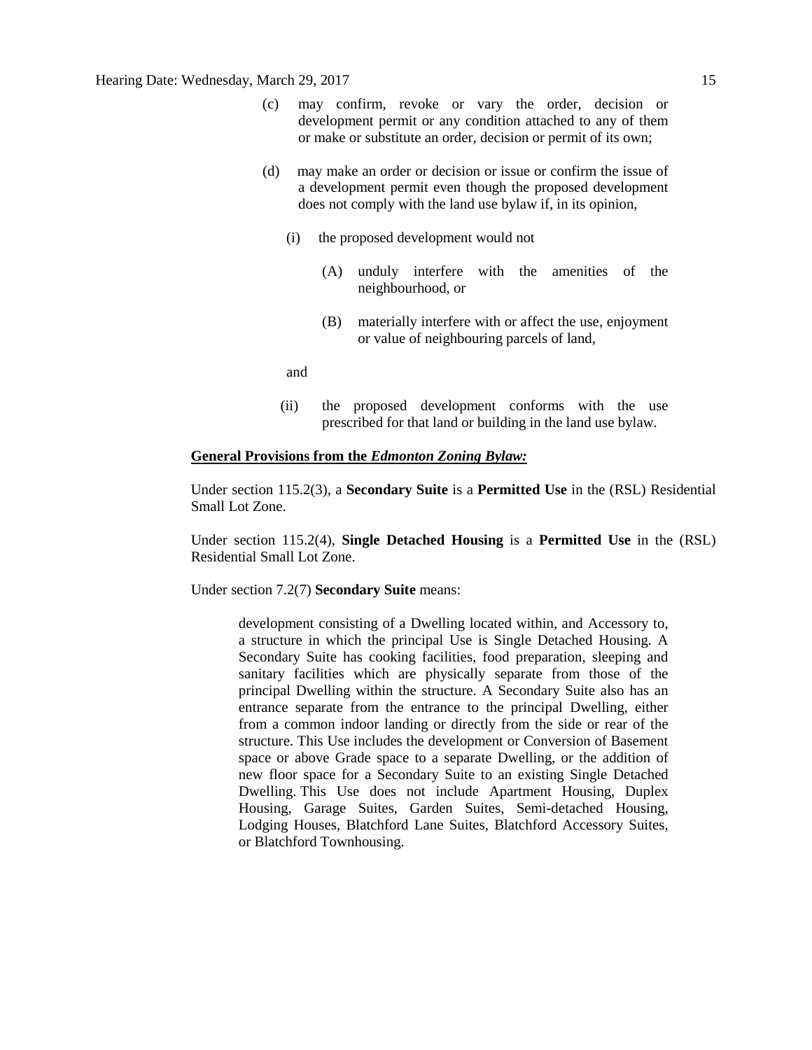(c) may confirm, revoke or vary the order, decision or development permit or any condition attached to any of them or make or substitute an order, decision or permit of its own;

(d) may make an order or decision or issue or confirm the issue of a development permit even though the proposed development does not comply with the land use bylaw if, in its opinion,

   (i) the proposed development would not

      (A) unduly interfere with the amenities of the neighbourhood, or

      (B) materially interfere with or affect the use, enjoyment or value of neighbouring parcels of land,

   and

   (ii) the proposed development conforms with the use prescribed for that land or building in the land use bylaw.

**General Provisions from the *Edmonton Zoning Bylaw:***

Under section 115.2(3), a **Secondary Suite** is a **Permitted Use** in the (RSL) Residential Small Lot Zone.

Under section 115.2(4), **Single Detached Housing** is a **Permitted Use** in the (RSL) Residential Small Lot Zone.

Under section 7.2(7) **Secondary Suite** means:

> development consisting of a Dwelling located within, and Accessory to, a structure in which the principal Use is Single Detached Housing. A Secondary Suite has cooking facilities, food preparation, sleeping and sanitary facilities which are physically separate from those of the principal Dwelling within the structure. A Secondary Suite also has an entrance separate from the entrance to the principal Dwelling, either from a common indoor landing or directly from the side or rear of the structure. This Use includes the development or Conversion of Basement space or above Grade space to a separate Dwelling, or the addition of new floor space for a Secondary Suite to an existing Single Detached Dwelling. This Use does not include Apartment Housing, Duplex Housing, Garage Suites, Garden Suites, Semi-detached Housing, Lodging Houses, Blatchford Lane Suites, Blatchford Accessory Suites, or Blatchford Townhousing.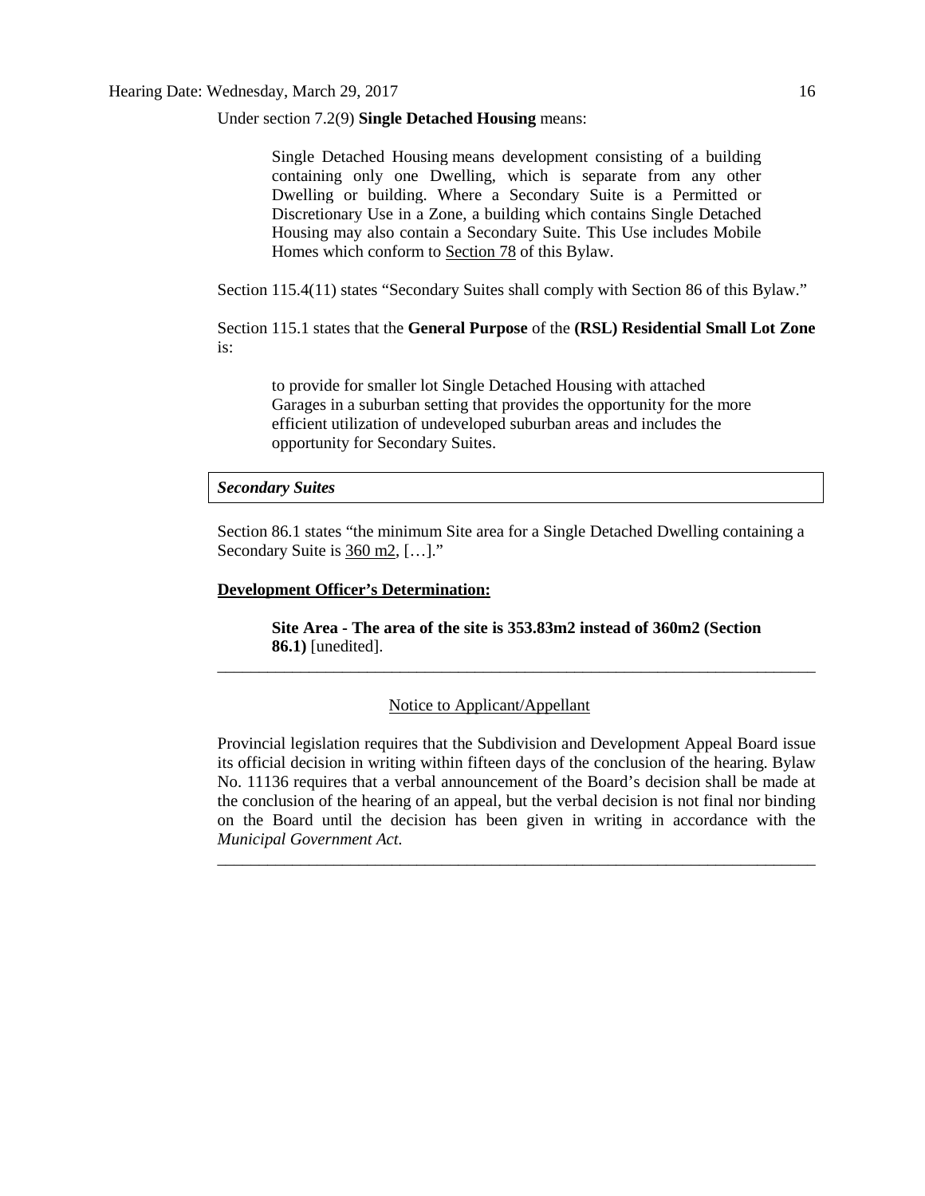Under section 7.2(9) **Single Detached Housing** means:

> Single Detached Housing means development consisting of a building containing only one Dwelling, which is separate from any other Dwelling or building. Where a Secondary Suite is a Permitted or Discretionary Use in a Zone, a building which contains Single Detached Housing may also contain a Secondary Suite. This Use includes Mobile Homes which conform to Section 78 of this Bylaw.

Section 115.4(11) states "Secondary Suites shall comply with Section 86 of this Bylaw."

Section 115.1 states that the **General Purpose** of the **(RSL) Residential Small Lot Zone** is:

> to provide for smaller lot Single Detached Housing with attached Garages in a suburban setting that provides the opportunity for the more efficient utilization of undeveloped suburban areas and includes the opportunity for Secondary Suites.

***Secondary Suites***

Section 86.1 states "the minimum Site area for a Single Detached Dwelling containing a Secondary Suite is 360 m2, […]."

**Development Officer's Determination:**

> **Site Area - The area of the site is 353.83m2 instead of 360m2 (Section 86.1)** [unedited].

---

Notice to Applicant/Appellant

Provincial legislation requires that the Subdivision and Development Appeal Board issue its official decision in writing within fifteen days of the conclusion of the hearing. Bylaw No. 11136 requires that a verbal announcement of the Board's decision shall be made at the conclusion of the hearing of an appeal, but the verbal decision is not final nor binding on the Board until the decision has been given in writing in accordance with the *Municipal Government Act.*

---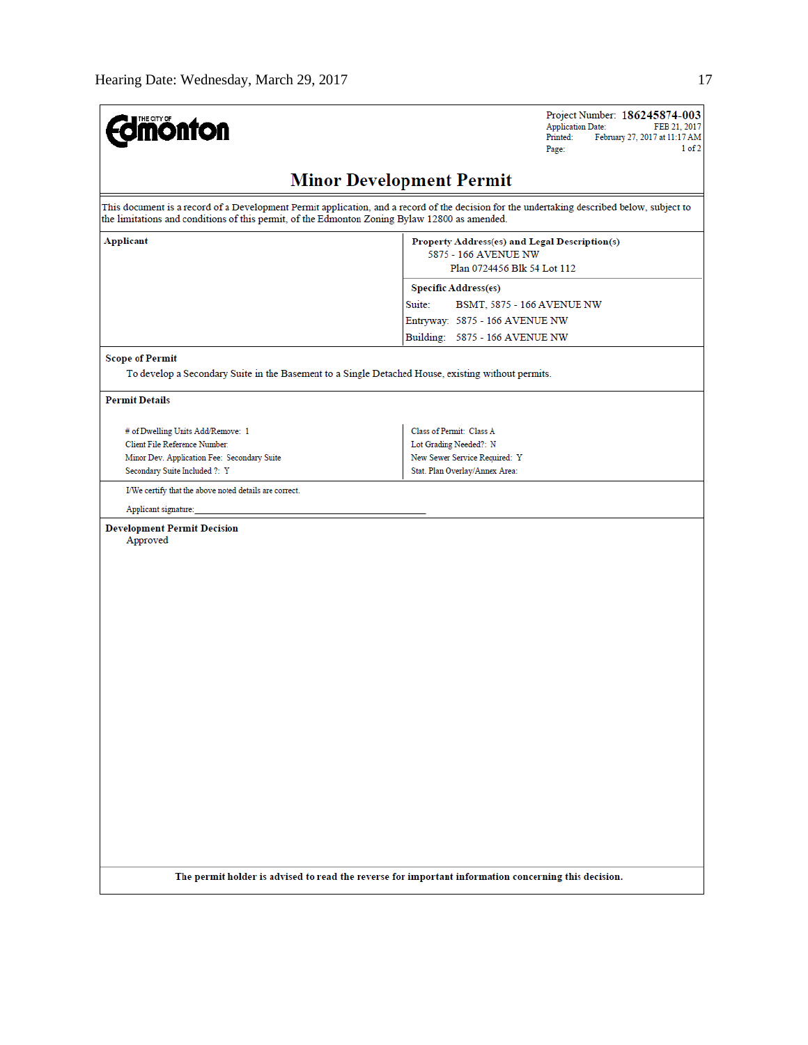THE CITY OF Edmonton

Project Number: **186245874-003**
Application Date: FEB 21, 2017
Printed: February 27, 2017 at 11:17 AM
Page: 1 of 2

# Minor Development Permit

This document is a record of a Development Permit application, and a record of the decision for the undertaking described below, subject to the limitations and conditions of this permit, of the Edmonton Zoning Bylaw 12800 as amended.

| **Applicant** | **Property Address(es) and Legal Description(s)** |
|---|---|
| | 5875 - 166 AVENUE NW<br>Plan 0724456 Blk 54 Lot 112 |
| | **Specific Address(es)**<br>Suite: BSMT, 5875 - 166 AVENUE NW<br>Entryway: 5875 - 166 AVENUE NW<br>Building: 5875 - 166 AVENUE NW |

**Scope of Permit**

To develop a Secondary Suite in the Basement to a Single Detached House, existing without permits.

**Permit Details**

| | |
|---|---|
| # of Dwelling Units Add/Remove: 1 | Class of Permit: Class A |
| Client File Reference Number: | Lot Grading Needed?: N |
| Minor Dev. Application Fee: Secondary Suite | New Sewer Service Required: Y |
| Secondary Suite Included ?: Y | Stat. Plan Overlay/Annex Area: |

I/We certify that the above noted details are correct.

Applicant signature:\_\_\_\_\_\_\_\_\_\_\_\_\_\_\_\_\_\_\_\_\_\_\_\_\_\_\_\_\_\_\_\_\_\_\_\_\_\_\_\_

**Development Permit Decision**

Approved

**The permit holder is advised to read the reverse for important information concerning this decision.**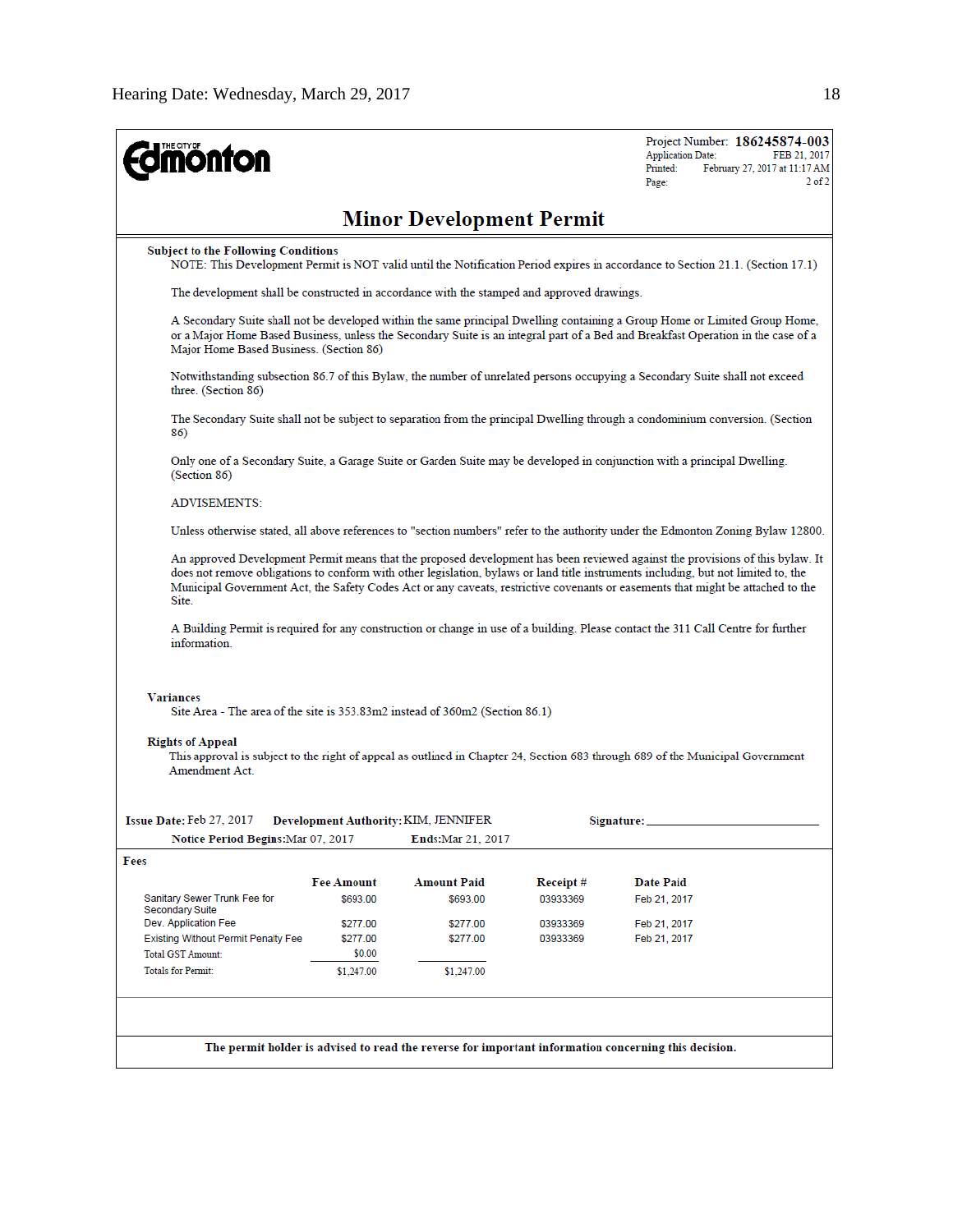THE CITY OF Edmonton

Project Number: **186245874-003**
Application Date: FEB 21, 2017
Printed: February 27, 2017 at 11:17 AM
Page: 2 of 2

# Minor Development Permit

**Subject to the Following Conditions**

NOTE: This Development Permit is NOT valid until the Notification Period expires in accordance to Section 21.1. (Section 17.1)

The development shall be constructed in accordance with the stamped and approved drawings.

A Secondary Suite shall not be developed within the same principal Dwelling containing a Group Home or Limited Group Home, or a Major Home Based Business, unless the Secondary Suite is an integral part of a Bed and Breakfast Operation in the case of a Major Home Based Business. (Section 86)

Notwithstanding subsection 86.7 of this Bylaw, the number of unrelated persons occupying a Secondary Suite shall not exceed three. (Section 86)

The Secondary Suite shall not be subject to separation from the principal Dwelling through a condominium conversion. (Section 86)

Only one of a Secondary Suite, a Garage Suite or Garden Suite may be developed in conjunction with a principal Dwelling. (Section 86)

ADVISEMENTS:

Unless otherwise stated, all above references to "section numbers" refer to the authority under the Edmonton Zoning Bylaw 12800.

An approved Development Permit means that the proposed development has been reviewed against the provisions of this bylaw. It does not remove obligations to conform with other legislation, bylaws or land title instruments including, but not limited to, the Municipal Government Act, the Safety Codes Act or any caveats, restrictive covenants or easements that might be attached to the Site.

A Building Permit is required for any construction or change in use of a building. Please contact the 311 Call Centre for further information.

**Variances**

Site Area - The area of the site is 353.83m2 instead of 360m2 (Section 86.1)

**Rights of Appeal**

This approval is subject to the right of appeal as outlined in Chapter 24, Section 683 through 689 of the Municipal Government Amendment Act.

**Issue Date:** Feb 27, 2017 **Development Authority:** KIM, JENNIFER **Signature:** ______________________

**Notice Period Begins:** Mar 07, 2017 **Ends:** Mar 21, 2017

**Fees**

| | Fee Amount | Amount Paid | Receipt # | Date Paid |
|---|---|---|---|---|
| Sanitary Sewer Trunk Fee for Secondary Suite | $693.00 | $693.00 | 03933369 | Feb 21, 2017 |
| Dev. Application Fee | $277.00 | $277.00 | 03933369 | Feb 21, 2017 |
| Existing Without Permit Penalty Fee | $277.00 | $277.00 | 03933369 | Feb 21, 2017 |
| Total GST Amount: | $0.00 | | | |
| Totals for Permit: | $1,247.00 | $1,247.00 | | |

**The permit holder is advised to read the reverse for important information concerning this decision.**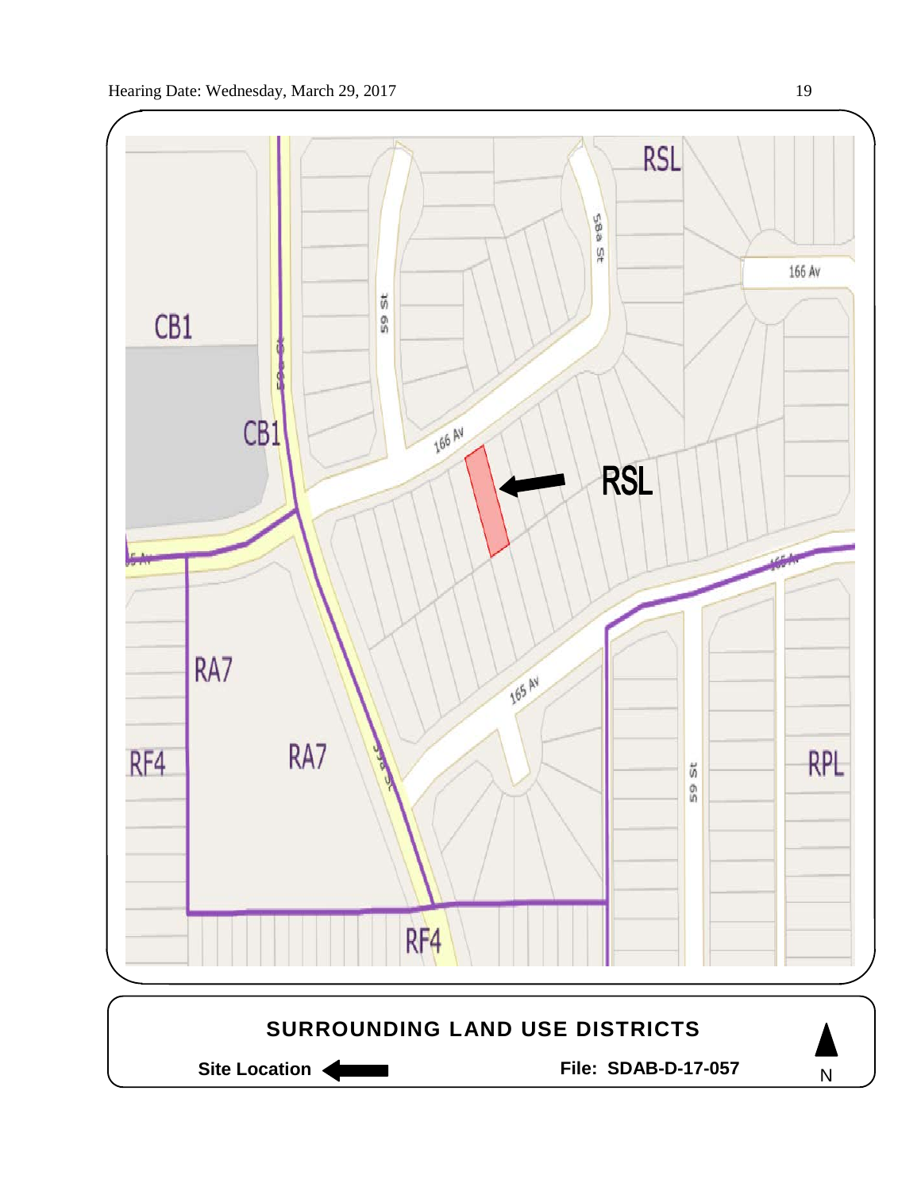RSL

166 Av

58a St

59 St

CB1

CB1

59a St

166 Av

RSL

165 Av

RA7

RA7

RF4

165 Av

59 St

RPL

RF4

## SURROUNDING LAND USE DISTRICTS

**Site Location** ← **File: SDAB-D-17-057** N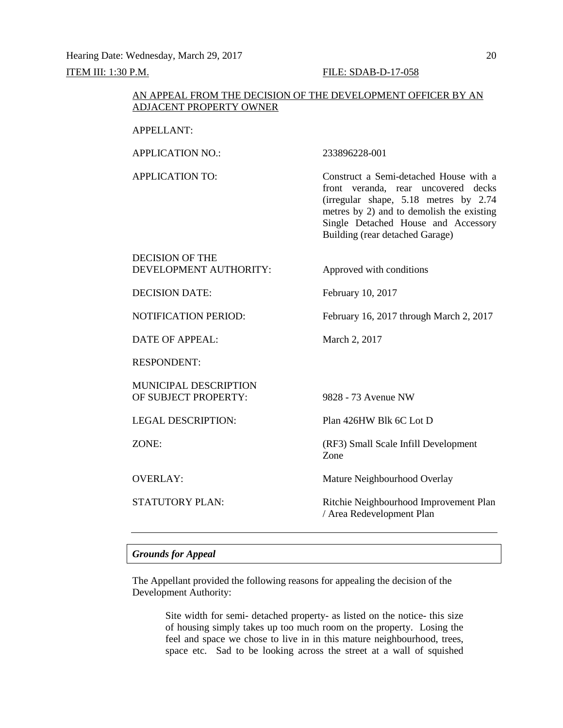Hearing Date: Wednesday, March 29, 2017

ITEM III: 1:30 P.M. FILE: SDAB-D-17-058

AN APPEAL FROM THE DECISION OF THE DEVELOPMENT OFFICER BY AN ADJACENT PROPERTY OWNER

| | |
|---|---|
| APPELLANT: | |
| APPLICATION NO.: | 233896228-001 |
| APPLICATION TO: | Construct a Semi-detached House with a front veranda, rear uncovered decks (irregular shape, 5.18 metres by 2.74 metres by 2) and to demolish the existing Single Detached House and Accessory Building (rear detached Garage) |
| DECISION OF THE DEVELOPMENT AUTHORITY: | Approved with conditions |
| DECISION DATE: | February 10, 2017 |
| NOTIFICATION PERIOD: | February 16, 2017 through March 2, 2017 |
| DATE OF APPEAL: | March 2, 2017 |
| RESPONDENT: | |
| MUNICIPAL DESCRIPTION OF SUBJECT PROPERTY: | 9828 - 73 Avenue NW |
| LEGAL DESCRIPTION: | Plan 426HW Blk 6C Lot D |
| ZONE: | (RF3) Small Scale Infill Development Zone |
| OVERLAY: | Mature Neighbourhood Overlay |
| STATUTORY PLAN: | Ritchie Neighbourhood Improvement Plan / Area Redevelopment Plan |

---

***Grounds for Appeal***

The Appellant provided the following reasons for appealing the decision of the Development Authority:

> Site width for semi- detached property- as listed on the notice- this size of housing simply takes up too much room on the property. Losing the feel and space we chose to live in in this mature neighbourhood, trees, space etc. Sad to be looking across the street at a wall of squished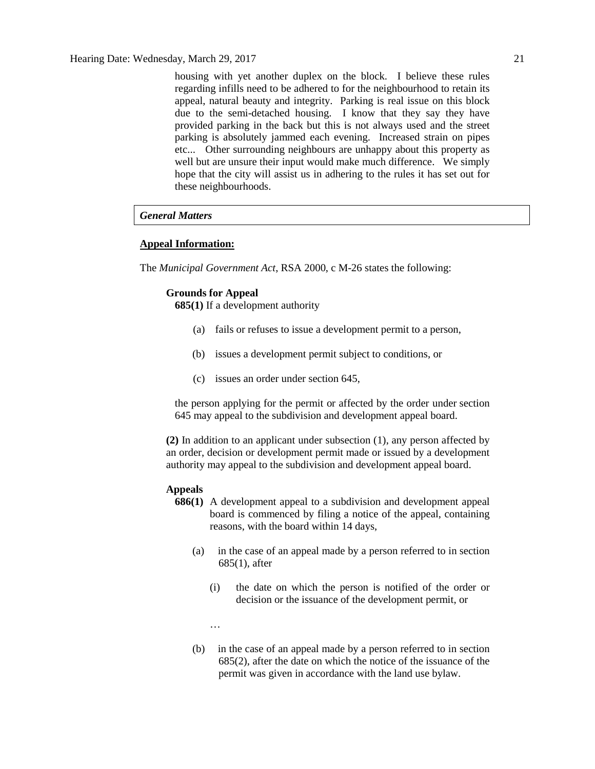housing with yet another duplex on the block. I believe these rules regarding infills need to be adhered to for the neighbourhood to retain its appeal, natural beauty and integrity. Parking is real issue on this block due to the semi-detached housing. I know that they say they have provided parking in the back but this is not always used and the street parking is absolutely jammed each evening. Increased strain on pipes etc... Other surrounding neighbours are unhappy about this property as well but are unsure their input would make much difference. We simply hope that the city will assist us in adhering to the rules it has set out for these neighbourhoods.

### *General Matters*

**Appeal Information:**

The *Municipal Government Act*, RSA 2000, c M-26 states the following:

**Grounds for Appeal**

**685(1)** If a development authority

(a) fails or refuses to issue a development permit to a person,

(b) issues a development permit subject to conditions, or

(c) issues an order under section 645,

the person applying for the permit or affected by the order under section 645 may appeal to the subdivision and development appeal board.

**(2)** In addition to an applicant under subsection (1), any person affected by an order, decision or development permit made or issued by a development authority may appeal to the subdivision and development appeal board.

**Appeals**

**686(1)** A development appeal to a subdivision and development appeal board is commenced by filing a notice of the appeal, containing reasons, with the board within 14 days,

(a) in the case of an appeal made by a person referred to in section 685(1), after

(i) the date on which the person is notified of the order or decision or the issuance of the development permit, or

…

(b) in the case of an appeal made by a person referred to in section 685(2), after the date on which the notice of the issuance of the permit was given in accordance with the land use bylaw.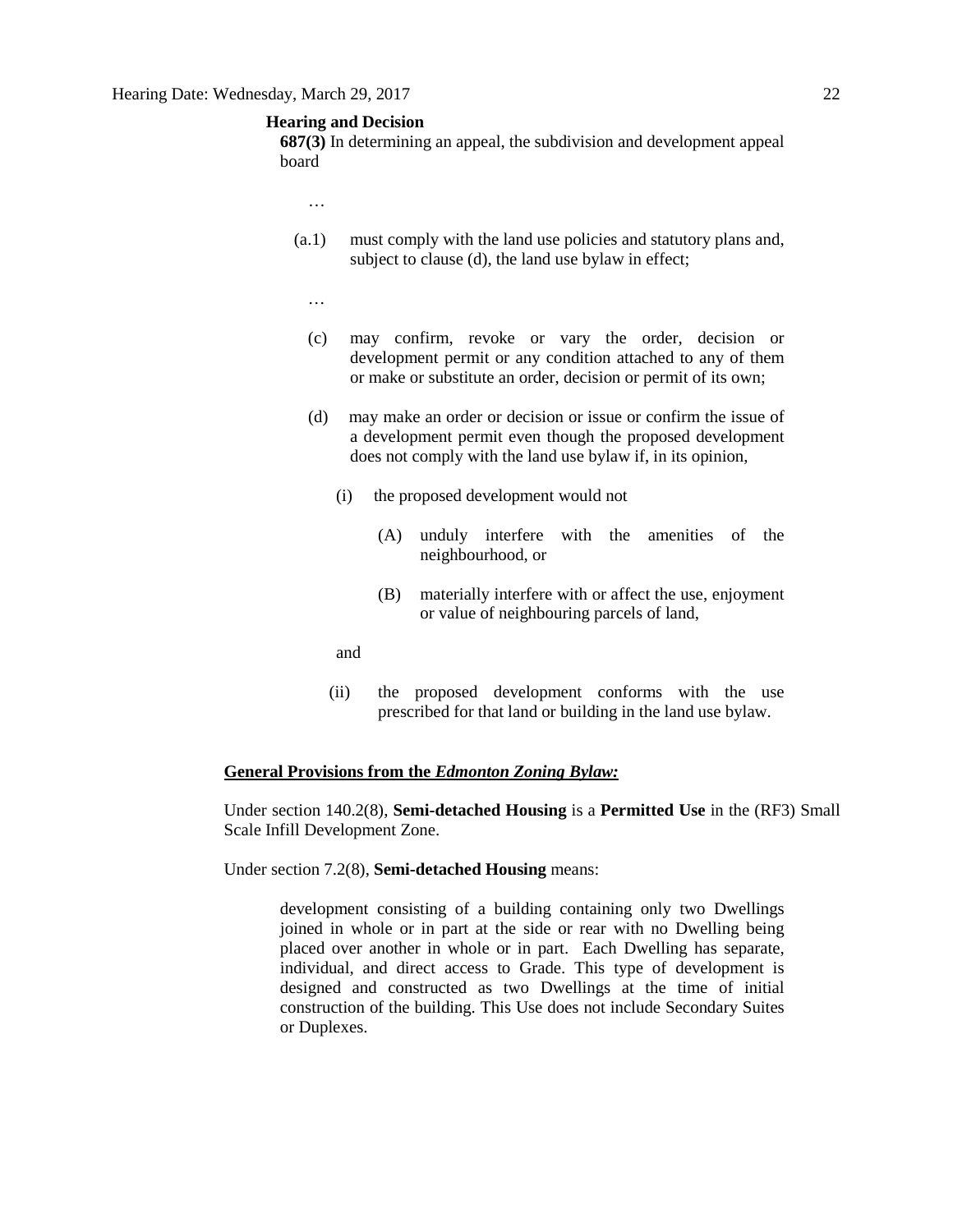**Hearing and Decision**

**687(3)** In determining an appeal, the subdivision and development appeal board

…

(a.1) must comply with the land use policies and statutory plans and, subject to clause (d), the land use bylaw in effect;

…

(c) may confirm, revoke or vary the order, decision or development permit or any condition attached to any of them or make or substitute an order, decision or permit of its own;

(d) may make an order or decision or issue or confirm the issue of a development permit even though the proposed development does not comply with the land use bylaw if, in its opinion,

(i) the proposed development would not

(A) unduly interfere with the amenities of the neighbourhood, or

(B) materially interfere with or affect the use, enjoyment or value of neighbouring parcels of land,

and

(ii) the proposed development conforms with the use prescribed for that land or building in the land use bylaw.

**General Provisions from the *Edmonton Zoning Bylaw:***

Under section 140.2(8), **Semi-detached Housing** is a **Permitted Use** in the (RF3) Small Scale Infill Development Zone.

Under section 7.2(8), **Semi-detached Housing** means:

> development consisting of a building containing only two Dwellings joined in whole or in part at the side or rear with no Dwelling being placed over another in whole or in part. Each Dwelling has separate, individual, and direct access to Grade. This type of development is designed and constructed as two Dwellings at the time of initial construction of the building. This Use does not include Secondary Suites or Duplexes.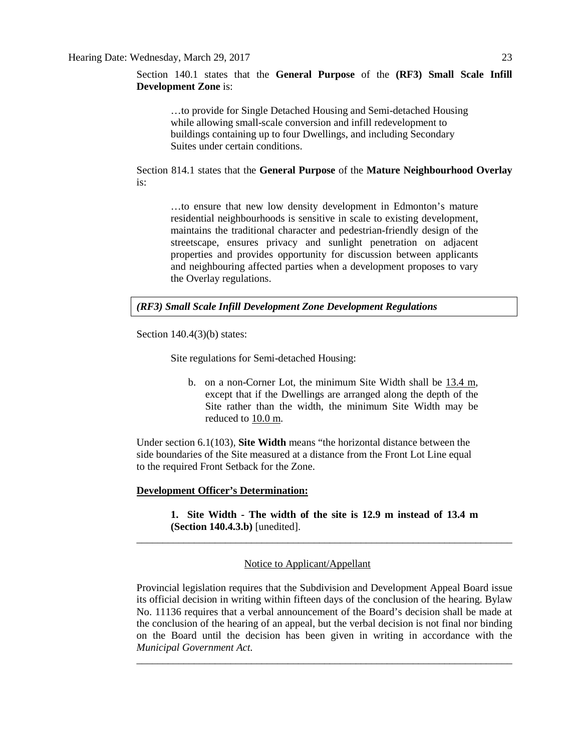Section 140.1 states that the **General Purpose** of the **(RF3) Small Scale Infill Development Zone** is:

> …to provide for Single Detached Housing and Semi-detached Housing while allowing small-scale conversion and infill redevelopment to buildings containing up to four Dwellings, and including Secondary Suites under certain conditions.

Section 814.1 states that the **General Purpose** of the **Mature Neighbourhood Overlay** is:

> …to ensure that new low density development in Edmonton's mature residential neighbourhoods is sensitive in scale to existing development, maintains the traditional character and pedestrian-friendly design of the streetscape, ensures privacy and sunlight penetration on adjacent properties and provides opportunity for discussion between applicants and neighbouring affected parties when a development proposes to vary the Overlay regulations.

***(RF3) Small Scale Infill Development Zone Development Regulations***

Section 140.4(3)(b) states:

> Site regulations for Semi-detached Housing:
>
> b. on a non-Corner Lot, the minimum Site Width shall be 13.4 m, except that if the Dwellings are arranged along the depth of the Site rather than the width, the minimum Site Width may be reduced to 10.0 m.

Under section 6.1(103), **Site Width** means "the horizontal distance between the side boundaries of the Site measured at a distance from the Front Lot Line equal to the required Front Setback for the Zone.

**Development Officer's Determination:**

> **1. Site Width - The width of the site is 12.9 m instead of 13.4 m (Section 140.4.3.b)** [unedited].

---

Notice to Applicant/Appellant

Provincial legislation requires that the Subdivision and Development Appeal Board issue its official decision in writing within fifteen days of the conclusion of the hearing. Bylaw No. 11136 requires that a verbal announcement of the Board's decision shall be made at the conclusion of the hearing of an appeal, but the verbal decision is not final nor binding on the Board until the decision has been given in writing in accordance with the *Municipal Government Act.*

---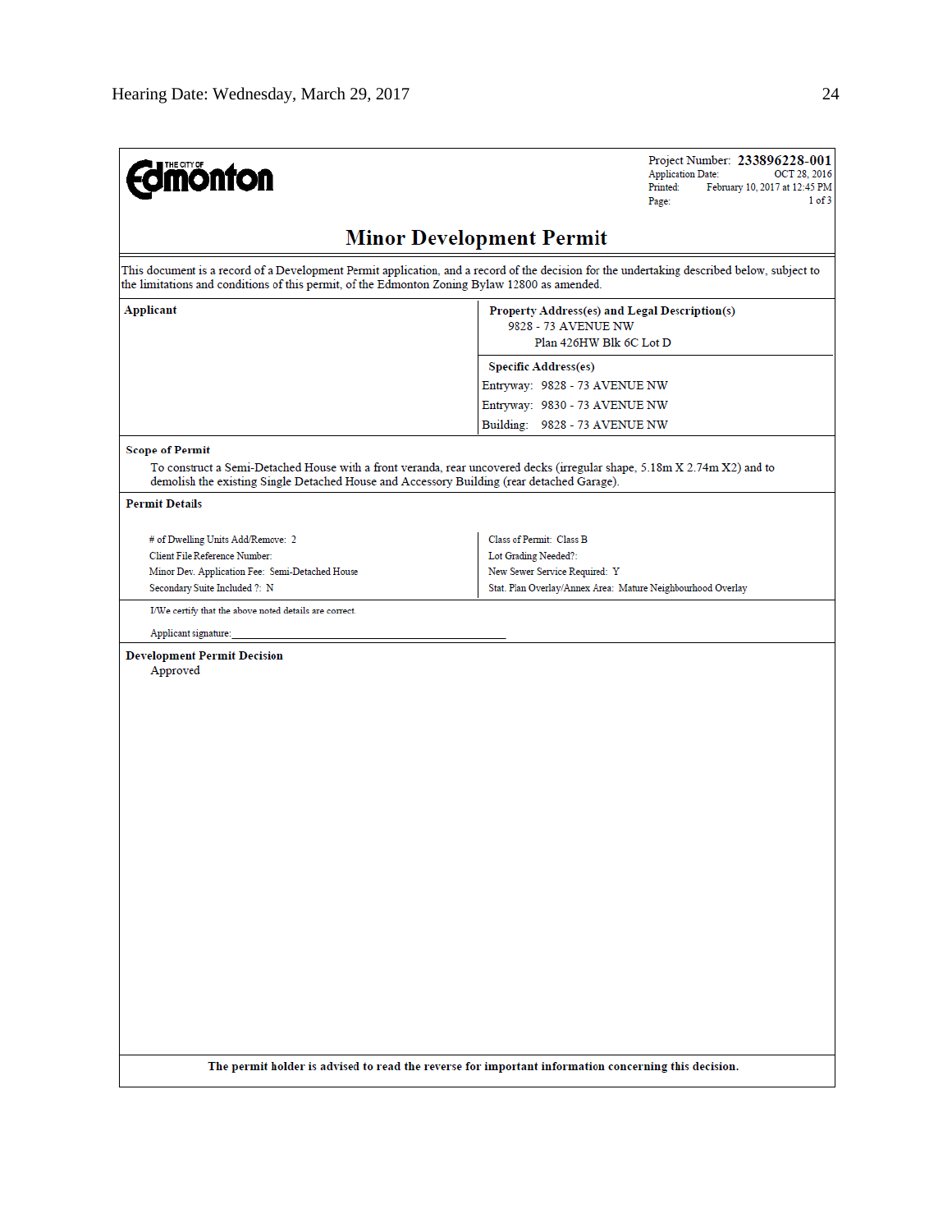THE CITY OF Edmonton

Project Number: **233896228-001**
Application Date: OCT 28, 2016
Printed: February 10, 2017 at 12:45 PM
Page: 1 of 3

# Minor Development Permit

This document is a record of a Development Permit application, and a record of the decision for the undertaking described below, subject to the limitations and conditions of this permit, of the Edmonton Zoning Bylaw 12800 as amended.

| **Applicant** | **Property Address(es) and Legal Description(s)** |
|---|---|
| | 9828 - 73 AVENUE NW<br>Plan 426HW Blk 6C Lot D |
| | **Specific Address(es)** |
| | Entryway: 9828 - 73 AVENUE NW |
| | Entryway: 9830 - 73 AVENUE NW |
| | Building: 9828 - 73 AVENUE NW |

**Scope of Permit**

To construct a Semi-Detached House with a front veranda, rear uncovered decks (irregular shape, 5.18m X 2.74m X2) and to demolish the existing Single Detached House and Accessory Building (rear detached Garage).

**Permit Details**

| | |
|---|---|
| # of Dwelling Units Add/Remove: 2 | Class of Permit: Class B |
| Client File Reference Number: | Lot Grading Needed?: |
| Minor Dev. Application Fee: Semi-Detached House | New Sewer Service Required: Y |
| Secondary Suite Included ?: N | Stat. Plan Overlay/Annex Area: Mature Neighbourhood Overlay |

I/We certify that the above noted details are correct.

Applicant signature:_______________________________

**Development Permit Decision**

Approved

**The permit holder is advised to read the reverse for important information concerning this decision.**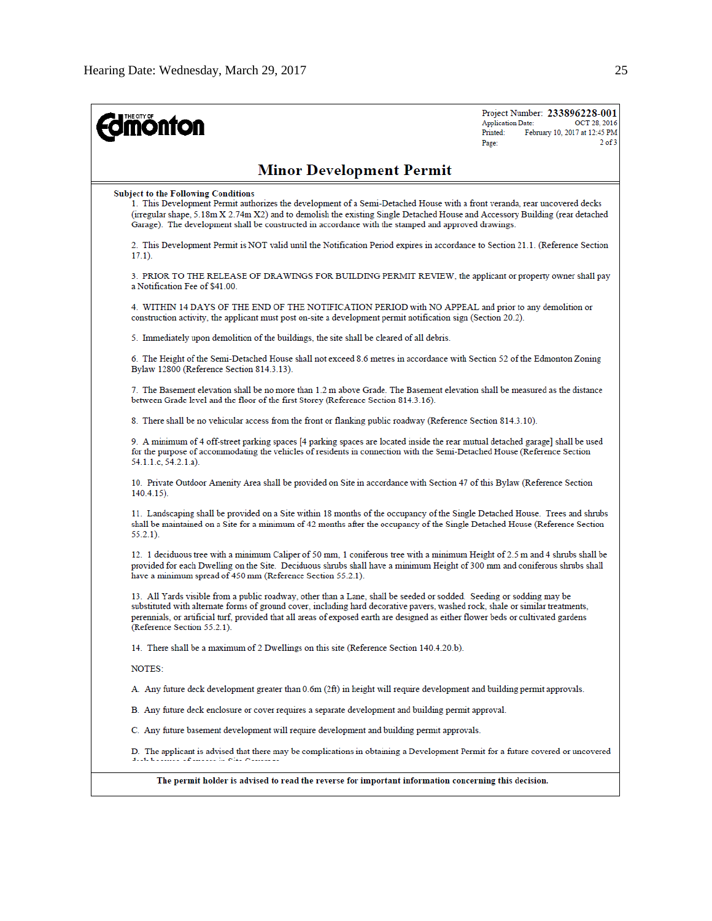The City of Edmonton

Project Number: **233896228-001**
Application Date: OCT 28, 2016
Printed: February 10, 2017 at 12:45 PM
Page: 2 of 3

# Minor Development Permit

**Subject to the Following Conditions**

1. This Development Permit authorizes the development of a Semi-Detached House with a front veranda, rear uncovered decks (irregular shape, 5.18m X 2.74m X2) and to demolish the existing Single Detached House and Accessory Building (rear detached Garage). The development shall be constructed in accordance with the stamped and approved drawings.

2. This Development Permit is NOT valid until the Notification Period expires in accordance to Section 21.1. (Reference Section 17.1).

3. PRIOR TO THE RELEASE OF DRAWINGS FOR BUILDING PERMIT REVIEW, the applicant or property owner shall pay a Notification Fee of $41.00.

4. WITHIN 14 DAYS OF THE END OF THE NOTIFICATION PERIOD with NO APPEAL and prior to any demolition or construction activity, the applicant must post on-site a development permit notification sign (Section 20.2).

5. Immediately upon demolition of the buildings, the site shall be cleared of all debris.

6. The Height of the Semi-Detached House shall not exceed 8.6 metres in accordance with Section 52 of the Edmonton Zoning Bylaw 12800 (Reference Section 814.3.13).

7. The Basement elevation shall be no more than 1.2 m above Grade. The Basement elevation shall be measured as the distance between Grade level and the floor of the first Storey (Reference Section 814.3.16).

8. There shall be no vehicular access from the front or flanking public roadway (Reference Section 814.3.10).

9. A minimum of 4 off-street parking spaces [4 parking spaces are located inside the rear mutual detached garage] shall be used for the purpose of accommodating the vehicles of residents in connection with the Semi-Detached House (Reference Section 54.1.1.c, 54.2.1.a).

10. Private Outdoor Amenity Area shall be provided on Site in accordance with Section 47 of this Bylaw (Reference Section 140.4.15).

11. Landscaping shall be provided on a Site within 18 months of the occupancy of the Single Detached House. Trees and shrubs shall be maintained on a Site for a minimum of 42 months after the occupancy of the Single Detached House (Reference Section 55.2.1).

12. 1 deciduous tree with a minimum Caliper of 50 mm, 1 coniferous tree with a minimum Height of 2.5 m and 4 shrubs shall be provided for each Dwelling on the Site. Deciduous shrubs shall have a minimum Height of 300 mm and coniferous shrubs shall have a minimum spread of 450 mm (Reference Section 55.2.1).

13. All Yards visible from a public roadway, other than a Lane, shall be seeded or sodded. Seeding or sodding may be substituted with alternate forms of ground cover, including hard decorative pavers, washed rock, shale or similar treatments, perennials, or artificial turf, provided that all areas of exposed earth are designed as either flower beds or cultivated gardens (Reference Section 55.2.1).

14. There shall be a maximum of 2 Dwellings on this site (Reference Section 140.4.20.b).

NOTES:

A. Any future deck development greater than 0.6m (2ft) in height will require development and building permit approvals.

B. Any future deck enclosure or cover requires a separate development and building permit approval.

C. Any future basement development will require development and building permit approvals.

D. The applicant is advised that there may be complications in obtaining a Development Permit for a future covered or uncovered deck because of excess in Site Coverage.

**The permit holder is advised to read the reverse for important information concerning this decision.**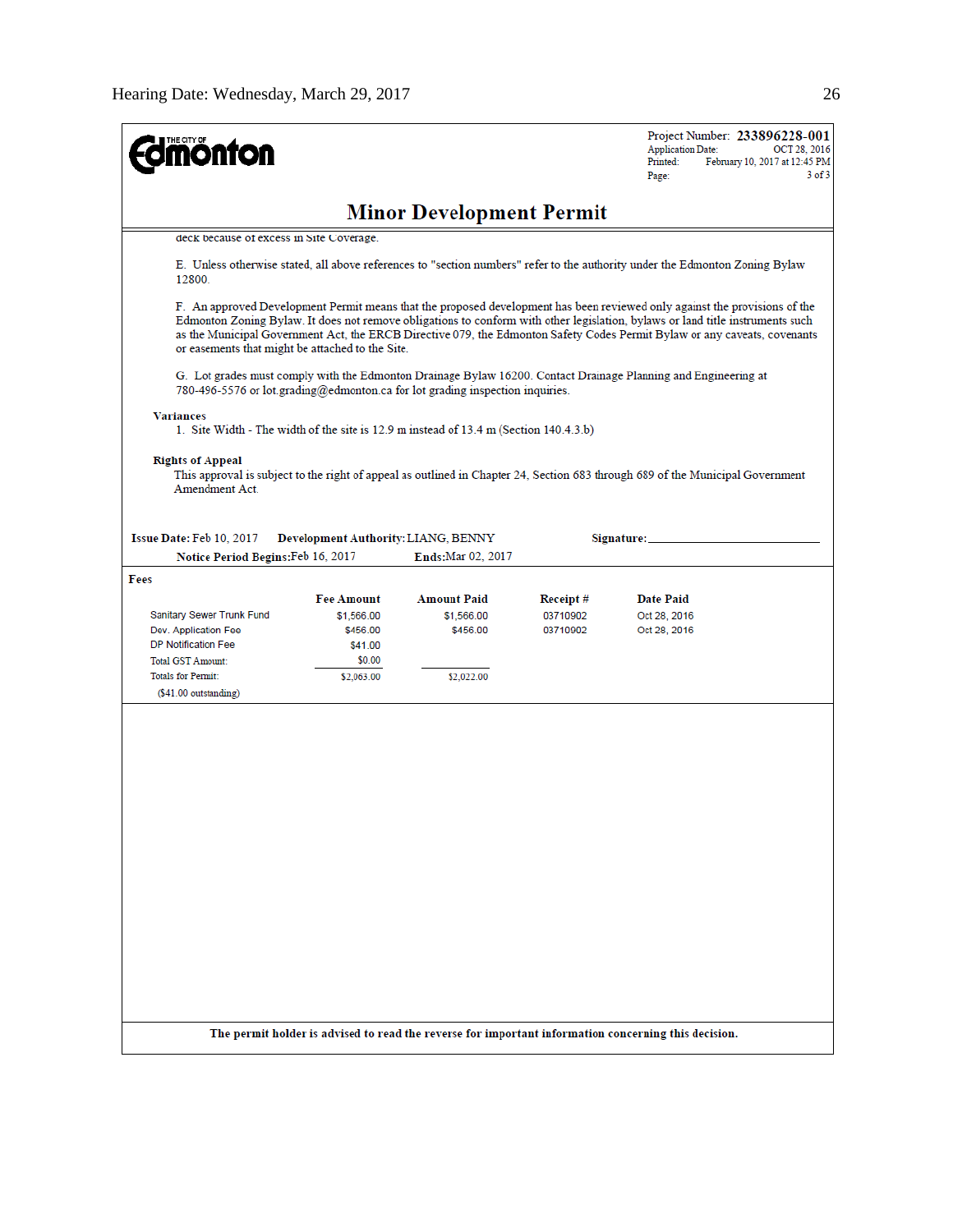THE CITY OF Edmonton

Project Number: **233896228-001**
Application Date: OCT 28, 2016
Printed: February 10, 2017 at 12:45 PM
Page: 3 of 3

## Minor Development Permit

deck because of excess in Site Coverage.

E. Unless otherwise stated, all above references to "section numbers" refer to the authority under the Edmonton Zoning Bylaw 12800.

F. An approved Development Permit means that the proposed development has been reviewed only against the provisions of the Edmonton Zoning Bylaw. It does not remove obligations to conform with other legislation, bylaws or land title instruments such as the Municipal Government Act, the ERCB Directive 079, the Edmonton Safety Codes Permit Bylaw or any caveats, covenants or easements that might be attached to the Site.

G. Lot grades must comply with the Edmonton Drainage Bylaw 16200. Contact Drainage Planning and Engineering at 780-496-5576 or lot.grading@edmonton.ca for lot grading inspection inquiries.

**Variances**

1. Site Width - The width of the site is 12.9 m instead of 13.4 m (Section 140.4.3.b)

**Rights of Appeal**

This approval is subject to the right of appeal as outlined in Chapter 24, Section 683 through 689 of the Municipal Government Amendment Act.

**Issue Date:** Feb 10, 2017 **Development Authority:** LIANG, BENNY **Signature:** ______________________

**Notice Period Begins:** Feb 16, 2017 **Ends:** Mar 02, 2017

**Fees**

| | Fee Amount | Amount Paid | Receipt # | Date Paid |
|---|---|---|---|---|
| Sanitary Sewer Trunk Fund | $1,566.00 | $1,566.00 | 03710902 | Oct 28, 2016 |
| Dev. Application Fee | $456.00 | $456.00 | 03710002 | Oct 28, 2016 |
| DP Notification Fee | $41.00 | | | |
| Total GST Amount: | $0.00 | | | |
| Totals for Permit: | $2,063.00 | $2,022.00 | | |
| ($41.00 outstanding) | | | | |

**The permit holder is advised to read the reverse for important information concerning this decision.**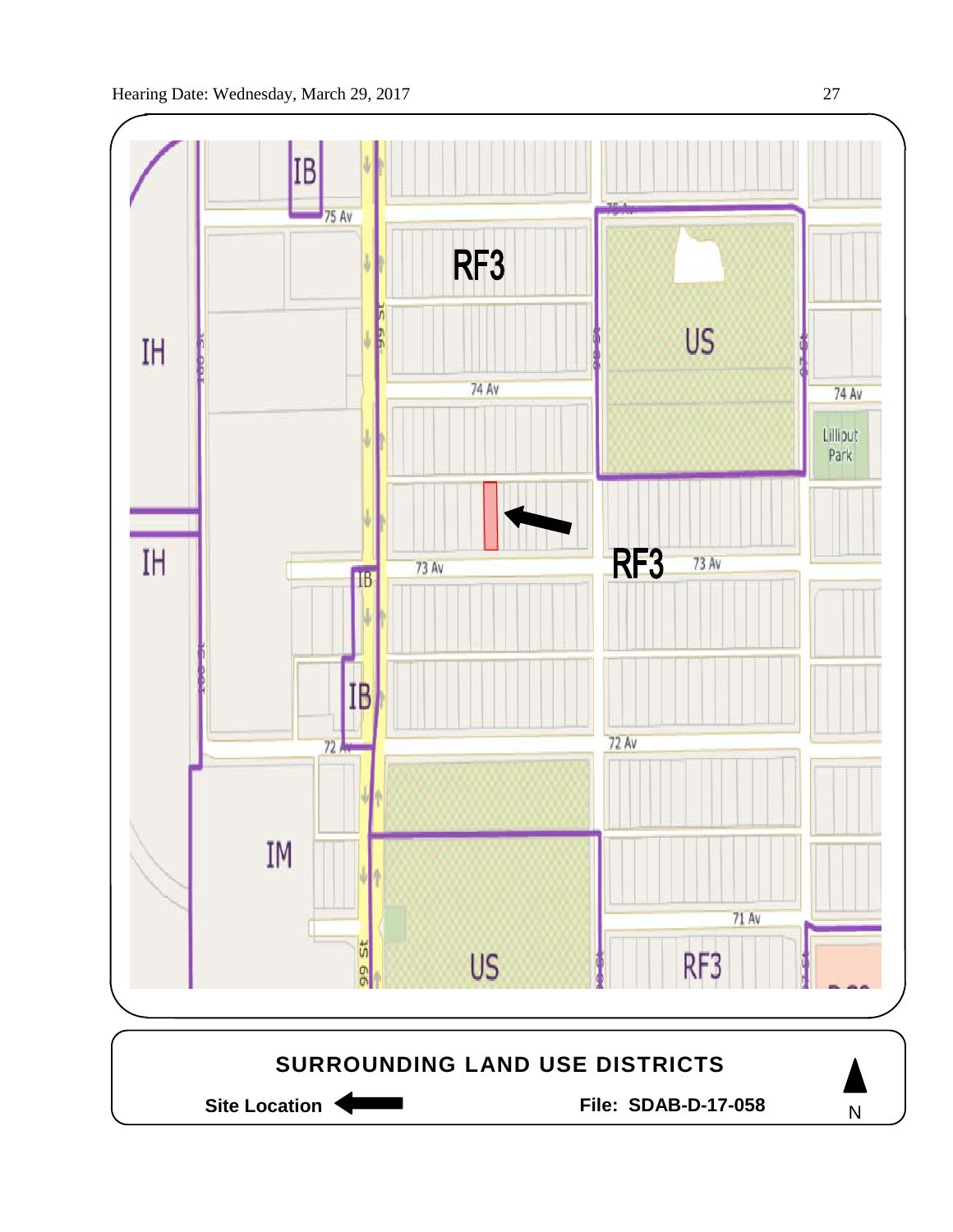IB

75 Av

RF3

IH

100 St

99 St

98 St

US

97 St

74 Av

74 Av

Lilliput Park

IH

IB

73 Av

RF3

73 Av

100 St

IB

72 Av

72 Av

IM

71 Av

99 St

US

98 St

RF3

97 St

**SURROUNDING LAND USE DISTRICTS**

**Site Location** ⟵

**File: SDAB-D-17-058**

N